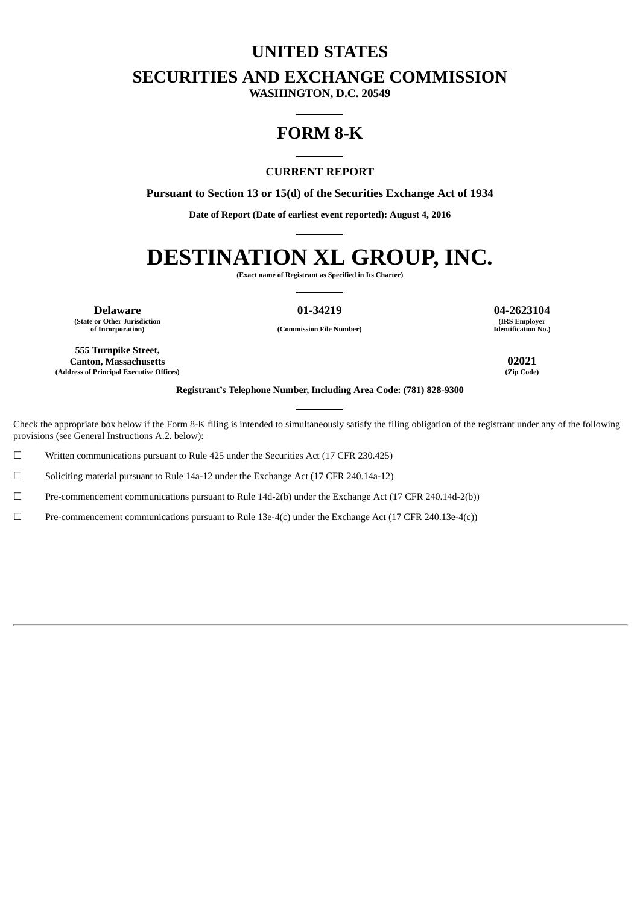# UNITED STATES

# SECURITIES AND EXCHANGE COMMISSION

**WASHINGTON, D.C. 20549**

---

# FORM 8-K

---

**CURRENT REPORT**

**Pursuant to Section 13 or 15(d) of the Securities Exchange Act of 1934**

**Date of Report (Date of earliest event reported): August 4, 2016**

---

# DESTINATION XL GROUP, INC.

**(Exact name of Registrant as Specified in Its Charter)**

---

| **Delaware** | **01-34219** | **04-2623104** |
|---|---|---|
| **(State or Other Jurisdiction of Incorporation)** | **(Commission File Number)** | **(IRS Employer Identification No.)** |

| **555 Turnpike Street, Canton, Massachusetts** | **02021** |
|---|---|
| **(Address of Principal Executive Offices)** | **(Zip Code)** |

**Registrant's Telephone Number, Including Area Code: (781) 828-9300**

---

Check the appropriate box below if the Form 8-K filing is intended to simultaneously satisfy the filing obligation of the registrant under any of the following provisions (see General Instructions A.2. below):

☐ Written communications pursuant to Rule 425 under the Securities Act (17 CFR 230.425)

☐ Soliciting material pursuant to Rule 14a-12 under the Exchange Act (17 CFR 240.14a-12)

☐ Pre-commencement communications pursuant to Rule 14d-2(b) under the Exchange Act (17 CFR 240.14d-2(b))

☐ Pre-commencement communications pursuant to Rule 13e-4(c) under the Exchange Act (17 CFR 240.13e-4(c))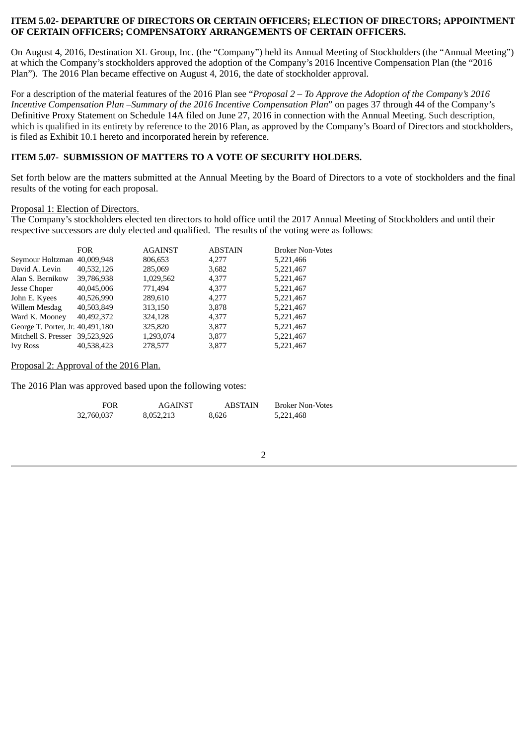**ITEM 5.02- DEPARTURE OF DIRECTORS OR CERTAIN OFFICERS; ELECTION OF DIRECTORS; APPOINTMENT OF CERTAIN OFFICERS; COMPENSATORY ARRANGEMENTS OF CERTAIN OFFICERS.**

On August 4, 2016, Destination XL Group, Inc. (the "Company") held its Annual Meeting of Stockholders (the "Annual Meeting") at which the Company's stockholders approved the adoption of the Company's 2016 Incentive Compensation Plan (the "2016 Plan"). The 2016 Plan became effective on August 4, 2016, the date of stockholder approval.

For a description of the material features of the 2016 Plan see "*Proposal 2 – To Approve the Adoption of the Company's 2016 Incentive Compensation Plan –Summary of the 2016 Incentive Compensation Plan*" on pages 37 through 44 of the Company's Definitive Proxy Statement on Schedule 14A filed on June 27, 2016 in connection with the Annual Meeting. Such description, which is qualified in its entirety by reference to the 2016 Plan, as approved by the Company's Board of Directors and stockholders, is filed as Exhibit 10.1 hereto and incorporated herein by reference.

**ITEM 5.07- SUBMISSION OF MATTERS TO A VOTE OF SECURITY HOLDERS.**

Set forth below are the matters submitted at the Annual Meeting by the Board of Directors to a vote of stockholders and the final results of the voting for each proposal.

Proposal 1: Election of Directors.

The Company's stockholders elected ten directors to hold office until the 2017 Annual Meeting of Stockholders and until their respective successors are duly elected and qualified. The results of the voting were as follows:

| | FOR | AGAINST | ABSTAIN | Broker Non-Votes |
|---|---|---|---|---|
| Seymour Holtzman | 40,009,948 | 806,653 | 4,277 | 5,221,466 |
| David A. Levin | 40,532,126 | 285,069 | 3,682 | 5,221,467 |
| Alan S. Bernikow | 39,786,938 | 1,029,562 | 4,377 | 5,221,467 |
| Jesse Choper | 40,045,006 | 771,494 | 4,377 | 5,221,467 |
| John E. Kyees | 40,526,990 | 289,610 | 4,277 | 5,221,467 |
| Willem Mesdag | 40,503,849 | 313,150 | 3,878 | 5,221,467 |
| Ward K. Mooney | 40,492,372 | 324,128 | 4,377 | 5,221,467 |
| George T. Porter, Jr. | 40,491,180 | 325,820 | 3,877 | 5,221,467 |
| Mitchell S. Presser | 39,523,926 | 1,293,074 | 3,877 | 5,221,467 |
| Ivy Ross | 40,538,423 | 278,577 | 3,877 | 5,221,467 |

Proposal 2: Approval of the 2016 Plan.

The 2016 Plan was approved based upon the following votes:

| FOR | AGAINST | ABSTAIN | Broker Non-Votes |
|---|---|---|---|
| 32,760,037 | 8,052,213 | 8,626 | 5,221,468 |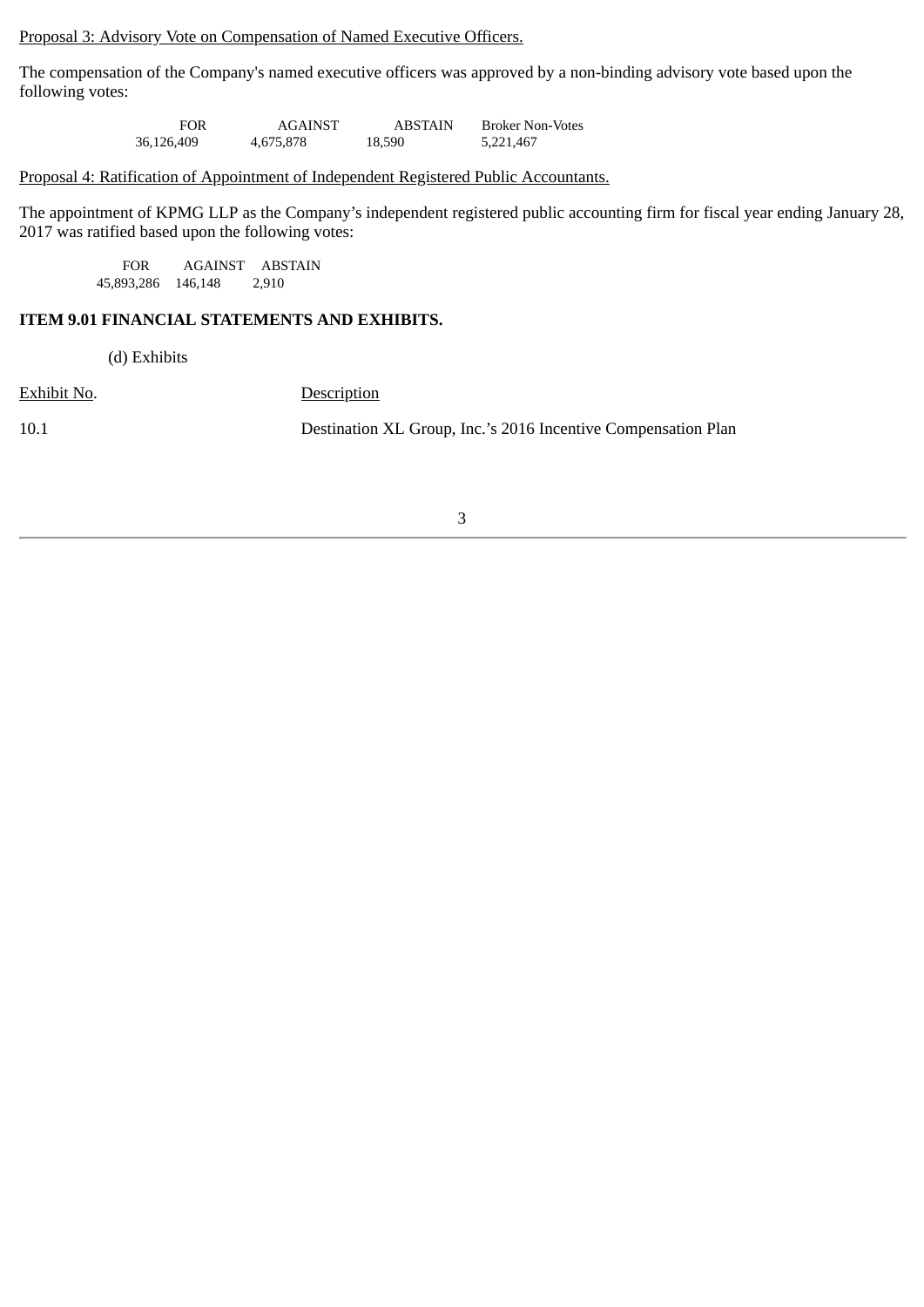<u>Proposal 3: Advisory Vote on Compensation of Named Executive Officers.</u>

The compensation of the Company's named executive officers was approved by a non-binding advisory vote based upon the following votes:

| FOR | AGAINST | ABSTAIN | Broker Non-Votes |
|---|---|---|---|
| 36,126,409 | 4,675,878 | 18,590 | 5,221,467 |

<u>Proposal 4: Ratification of Appointment of Independent Registered Public Accountants.</u>

The appointment of KPMG LLP as the Company's independent registered public accounting firm for fiscal year ending January 28, 2017 was ratified based upon the following votes:

| FOR | AGAINST | ABSTAIN |
|---|---|---|
| 45,893,286 | 146,148 | 2,910 |

**ITEM 9.01 FINANCIAL STATEMENTS AND EXHIBITS.**

(d) Exhibits

| Exhibit No. | Description |
|---|---|
| 10.1 | Destination XL Group, Inc.'s 2016 Incentive Compensation Plan |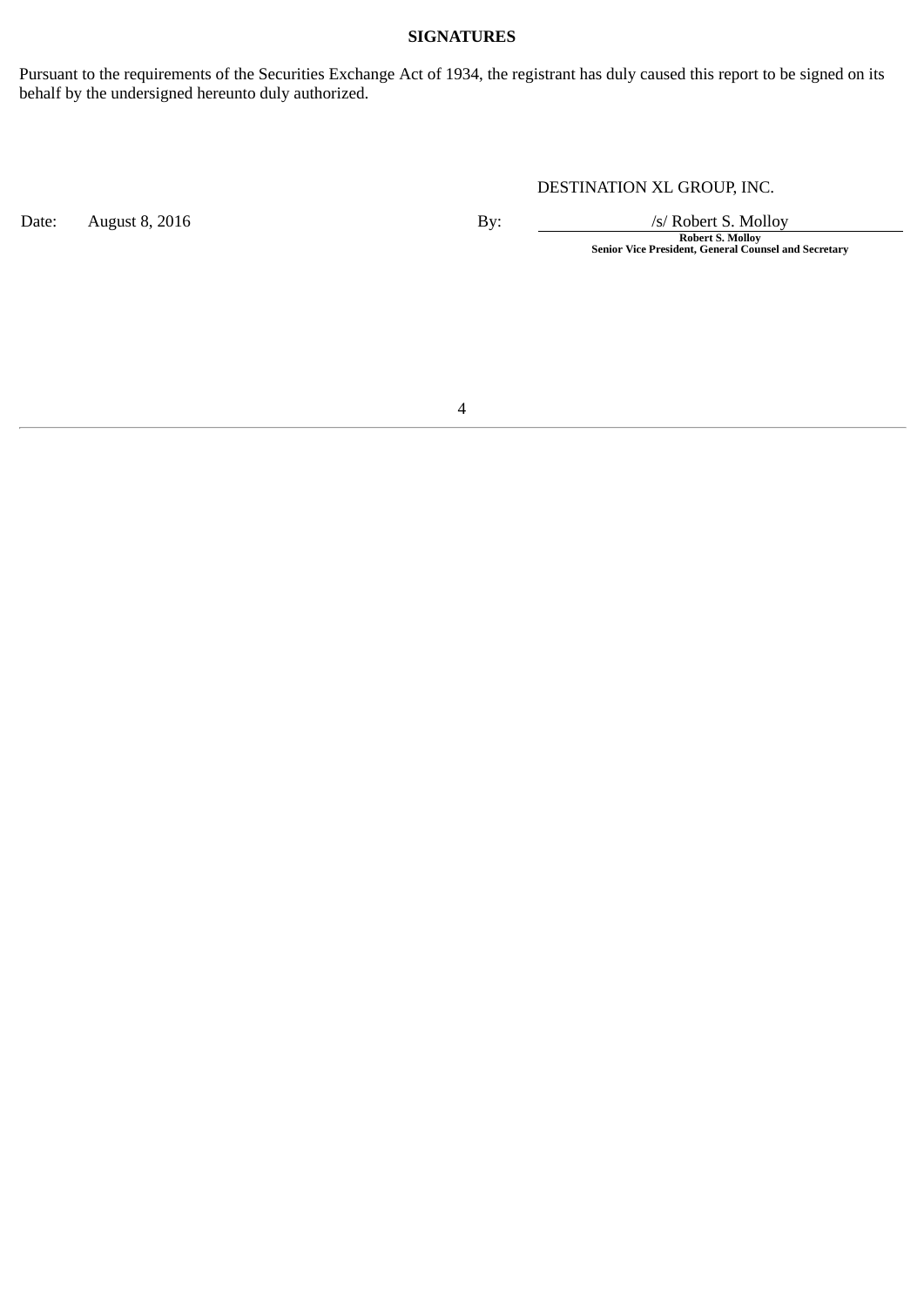**SIGNATURES**

Pursuant to the requirements of the Securities Exchange Act of 1934, the registrant has duly caused this report to be signed on its behalf by the undersigned hereunto duly authorized.

| | | | DESTINATION XL GROUP, INC. |
|---|---|---|---|
| Date: | August 8, 2016 | By: | /s/ Robert S. Molloy |
| | | | **Robert S. Molloy** |
| | | | **Senior Vice President, General Counsel and Secretary** |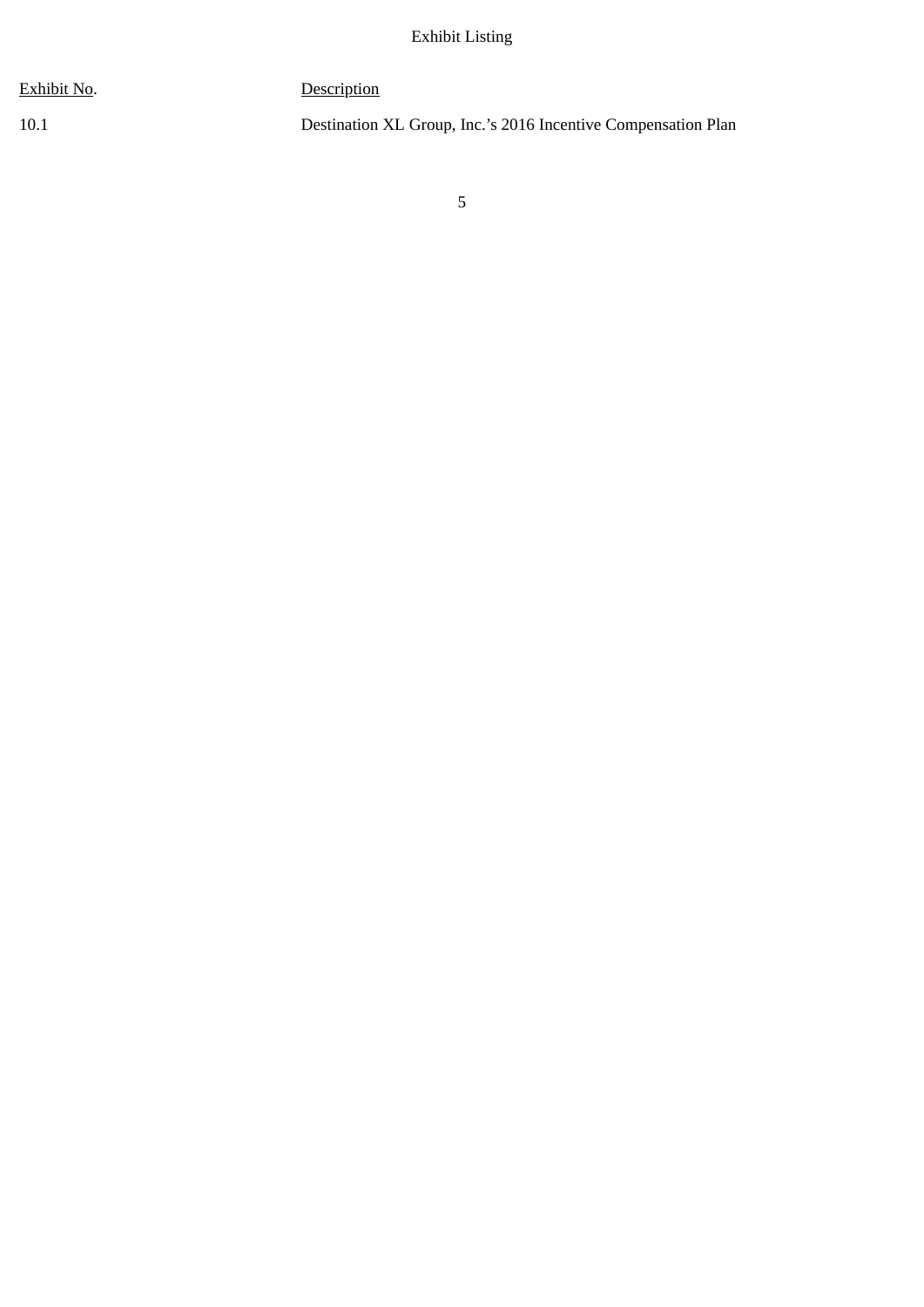Exhibit Listing

| Exhibit No. | Description |
| --- | --- |
| 10.1 | Destination XL Group, Inc.’s 2016 Incentive Compensation Plan |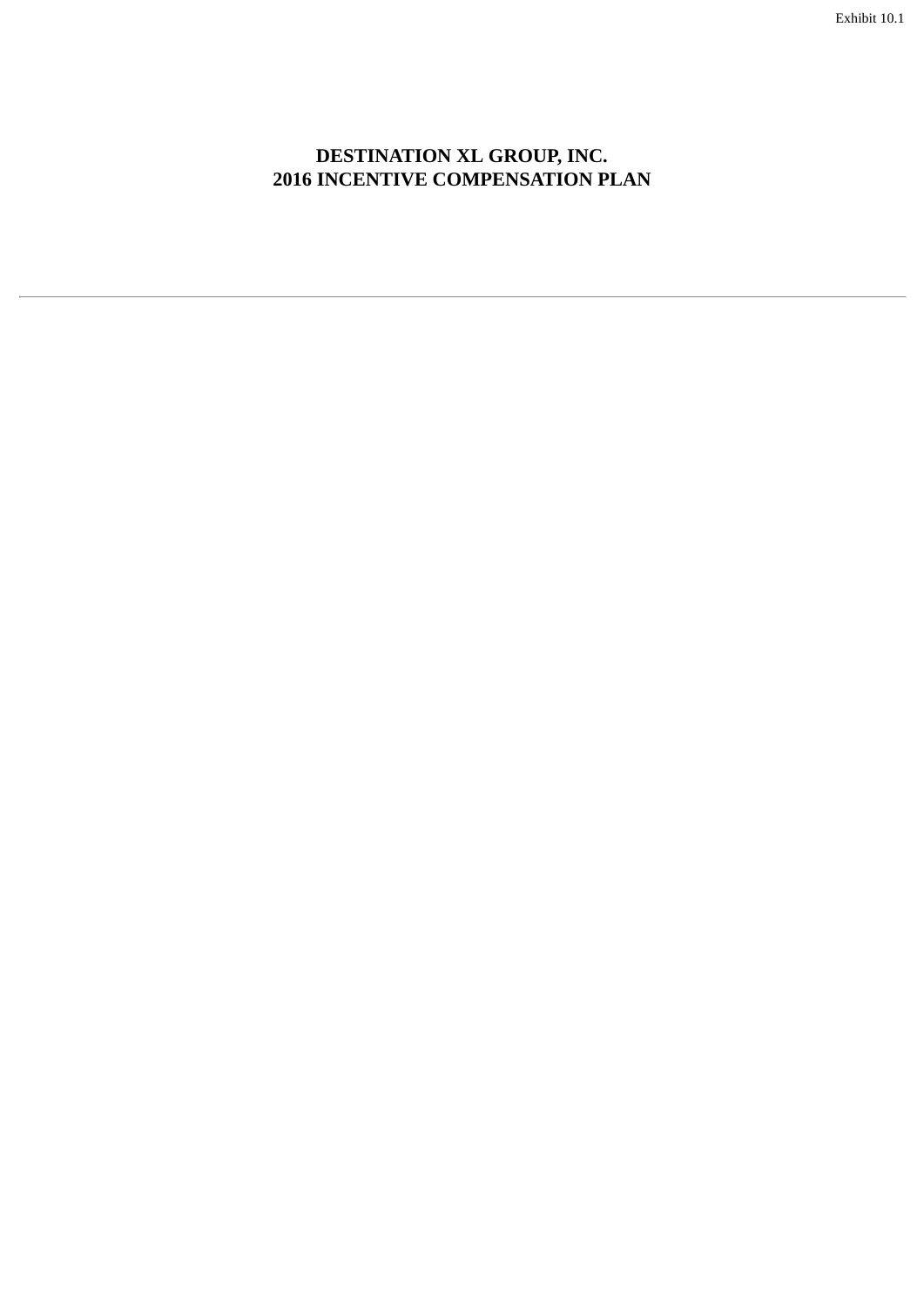# DESTINATION XL GROUP, INC.
# 2016 INCENTIVE COMPENSATION PLAN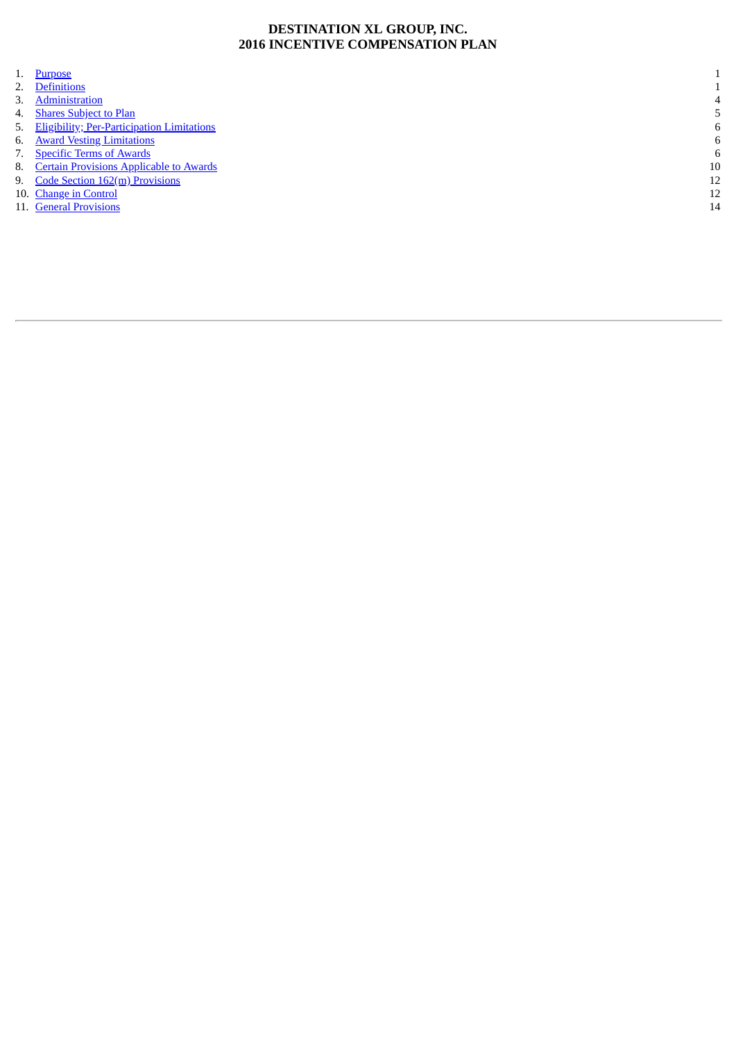# DESTINATION XL GROUP, INC.
# 2016 INCENTIVE COMPENSATION PLAN

| | | |
|---|---|---|
| 1. | Purpose | 1 |
| 2. | Definitions | 1 |
| 3. | Administration | 4 |
| 4. | Shares Subject to Plan | 5 |
| 5. | Eligibility; Per-Participation Limitations | 6 |
| 6. | Award Vesting Limitations | 6 |
| 7. | Specific Terms of Awards | 6 |
| 8. | Certain Provisions Applicable to Awards | 10 |
| 9. | Code Section 162(m) Provisions | 12 |
| 10. | Change in Control | 12 |
| 11. | General Provisions | 14 |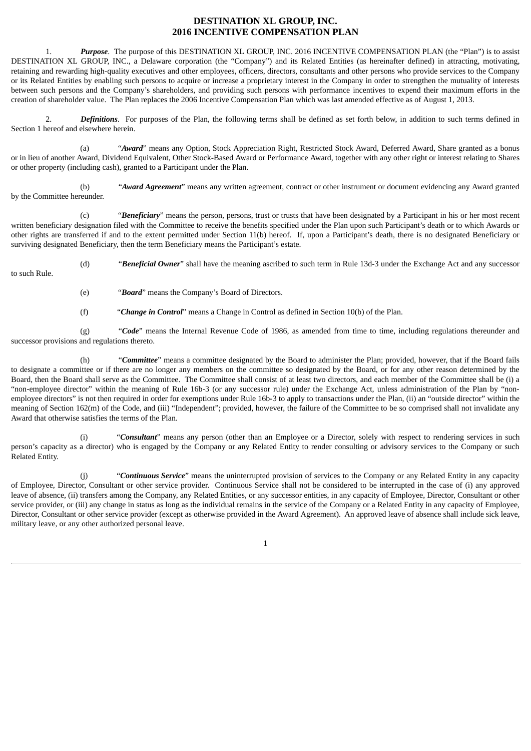# DESTINATION XL GROUP, INC.
# 2016 INCENTIVE COMPENSATION PLAN

1. ***Purpose***. The purpose of this DESTINATION XL GROUP, INC. 2016 INCENTIVE COMPENSATION PLAN (the "Plan") is to assist DESTINATION XL GROUP, INC., a Delaware corporation (the "Company") and its Related Entities (as hereinafter defined) in attracting, motivating, retaining and rewarding high-quality executives and other employees, officers, directors, consultants and other persons who provide services to the Company or its Related Entities by enabling such persons to acquire or increase a proprietary interest in the Company in order to strengthen the mutuality of interests between such persons and the Company's shareholders, and providing such persons with performance incentives to expend their maximum efforts in the creation of shareholder value. The Plan replaces the 2006 Incentive Compensation Plan which was last amended effective as of August 1, 2013.

2. ***Definitions***. For purposes of the Plan, the following terms shall be defined as set forth below, in addition to such terms defined in Section 1 hereof and elsewhere herein.

(a) "***Award***" means any Option, Stock Appreciation Right, Restricted Stock Award, Deferred Award, Share granted as a bonus or in lieu of another Award, Dividend Equivalent, Other Stock-Based Award or Performance Award, together with any other right or interest relating to Shares or other property (including cash), granted to a Participant under the Plan.

(b) "***Award Agreement***" means any written agreement, contract or other instrument or document evidencing any Award granted by the Committee hereunder.

(c) "***Beneficiary***" means the person, persons, trust or trusts that have been designated by a Participant in his or her most recent written beneficiary designation filed with the Committee to receive the benefits specified under the Plan upon such Participant's death or to which Awards or other rights are transferred if and to the extent permitted under Section 11(b) hereof. If, upon a Participant's death, there is no designated Beneficiary or surviving designated Beneficiary, then the term Beneficiary means the Participant's estate.

(d) "***Beneficial Owner***" shall have the meaning ascribed to such term in Rule 13d-3 under the Exchange Act and any successor to such Rule.

(e) "***Board***" means the Company's Board of Directors.

(f) "***Change in Control***" means a Change in Control as defined in Section 10(b) of the Plan.

(g) "***Code***" means the Internal Revenue Code of 1986, as amended from time to time, including regulations thereunder and successor provisions and regulations thereto.

(h) "***Committee***" means a committee designated by the Board to administer the Plan; provided, however, that if the Board fails to designate a committee or if there are no longer any members on the committee so designated by the Board, or for any other reason determined by the Board, then the Board shall serve as the Committee. The Committee shall consist of at least two directors, and each member of the Committee shall be (i) a "non-employee director" within the meaning of Rule 16b-3 (or any successor rule) under the Exchange Act, unless administration of the Plan by "non-employee directors" is not then required in order for exemptions under Rule 16b-3 to apply to transactions under the Plan, (ii) an "outside director" within the meaning of Section 162(m) of the Code, and (iii) "Independent"; provided, however, the failure of the Committee to be so comprised shall not invalidate any Award that otherwise satisfies the terms of the Plan.

(i) "***Consultant***" means any person (other than an Employee or a Director, solely with respect to rendering services in such person's capacity as a director) who is engaged by the Company or any Related Entity to render consulting or advisory services to the Company or such Related Entity.

(j) "***Continuous Service***" means the uninterrupted provision of services to the Company or any Related Entity in any capacity of Employee, Director, Consultant or other service provider. Continuous Service shall not be considered to be interrupted in the case of (i) any approved leave of absence, (ii) transfers among the Company, any Related Entities, or any successor entities, in any capacity of Employee, Director, Consultant or other service provider, or (iii) any change in status as long as the individual remains in the service of the Company or a Related Entity in any capacity of Employee, Director, Consultant or other service provider (except as otherwise provided in the Award Agreement). An approved leave of absence shall include sick leave, military leave, or any other authorized personal leave.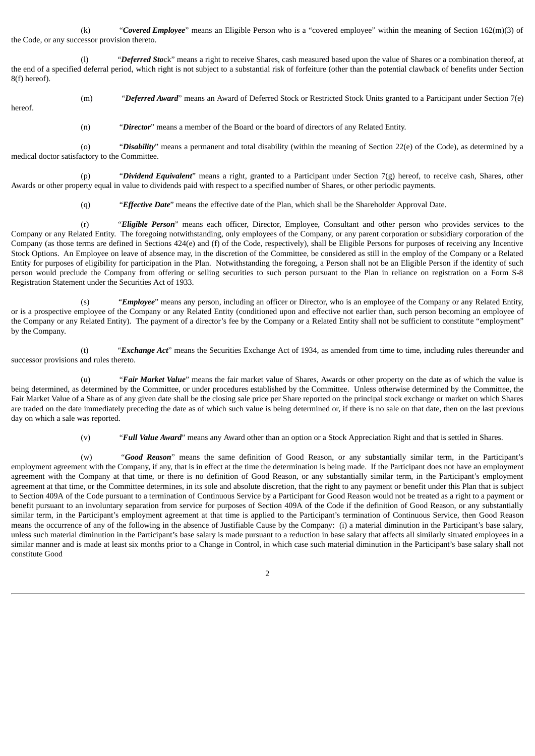(k) "***Covered Employee***" means an Eligible Person who is a "covered employee" within the meaning of Section 162(m)(3) of the Code, or any successor provision thereto.

(l) "***Deferred Sto***ck" means a right to receive Shares, cash measured based upon the value of Shares or a combination thereof, at the end of a specified deferral period, which right is not subject to a substantial risk of forfeiture (other than the potential clawback of benefits under Section 8(f) hereof).

(m) "***Deferred Award***" means an Award of Deferred Stock or Restricted Stock Units granted to a Participant under Section 7(e) hereof.

(n) "***Director***" means a member of the Board or the board of directors of any Related Entity.

(o) "***Disability***" means a permanent and total disability (within the meaning of Section 22(e) of the Code), as determined by a medical doctor satisfactory to the Committee.

(p) "***Dividend Equivalent***" means a right, granted to a Participant under Section 7(g) hereof, to receive cash, Shares, other Awards or other property equal in value to dividends paid with respect to a specified number of Shares, or other periodic payments.

(q) "***Effective Date***" means the effective date of the Plan, which shall be the Shareholder Approval Date.

(r) "***Eligible Person***" means each officer, Director, Employee, Consultant and other person who provides services to the Company or any Related Entity. The foregoing notwithstanding, only employees of the Company, or any parent corporation or subsidiary corporation of the Company (as those terms are defined in Sections 424(e) and (f) of the Code, respectively), shall be Eligible Persons for purposes of receiving any Incentive Stock Options. An Employee on leave of absence may, in the discretion of the Committee, be considered as still in the employ of the Company or a Related Entity for purposes of eligibility for participation in the Plan. Notwithstanding the foregoing, a Person shall not be an Eligible Person if the identity of such person would preclude the Company from offering or selling securities to such person pursuant to the Plan in reliance on registration on a Form S-8 Registration Statement under the Securities Act of 1933.

(s) "***Employee***" means any person, including an officer or Director, who is an employee of the Company or any Related Entity, or is a prospective employee of the Company or any Related Entity (conditioned upon and effective not earlier than, such person becoming an employee of the Company or any Related Entity). The payment of a director's fee by the Company or a Related Entity shall not be sufficient to constitute "employment" by the Company.

(t) "***Exchange Act***" means the Securities Exchange Act of 1934, as amended from time to time, including rules thereunder and successor provisions and rules thereto.

(u) "***Fair Market Value***" means the fair market value of Shares, Awards or other property on the date as of which the value is being determined, as determined by the Committee, or under procedures established by the Committee. Unless otherwise determined by the Committee, the Fair Market Value of a Share as of any given date shall be the closing sale price per Share reported on the principal stock exchange or market on which Shares are traded on the date immediately preceding the date as of which such value is being determined or, if there is no sale on that date, then on the last previous day on which a sale was reported.

(v) "***Full Value Award***" means any Award other than an option or a Stock Appreciation Right and that is settled in Shares.

(w) "***Good Reason***" means the same definition of Good Reason, or any substantially similar term, in the Participant's employment agreement with the Company, if any, that is in effect at the time the determination is being made. If the Participant does not have an employment agreement with the Company at that time, or there is no definition of Good Reason, or any substantially similar term, in the Participant's employment agreement at that time, or the Committee determines, in its sole and absolute discretion, that the right to any payment or benefit under this Plan that is subject to Section 409A of the Code pursuant to a termination of Continuous Service by a Participant for Good Reason would not be treated as a right to a payment or benefit pursuant to an involuntary separation from service for purposes of Section 409A of the Code if the definition of Good Reason, or any substantially similar term, in the Participant's employment agreement at that time is applied to the Participant's termination of Continuous Service, then Good Reason means the occurrence of any of the following in the absence of Justifiable Cause by the Company: (i) a material diminution in the Participant's base salary, unless such material diminution in the Participant's base salary is made pursuant to a reduction in base salary that affects all similarly situated employees in a similar manner and is made at least six months prior to a Change in Control, in which case such material diminution in the Participant's base salary shall not constitute Good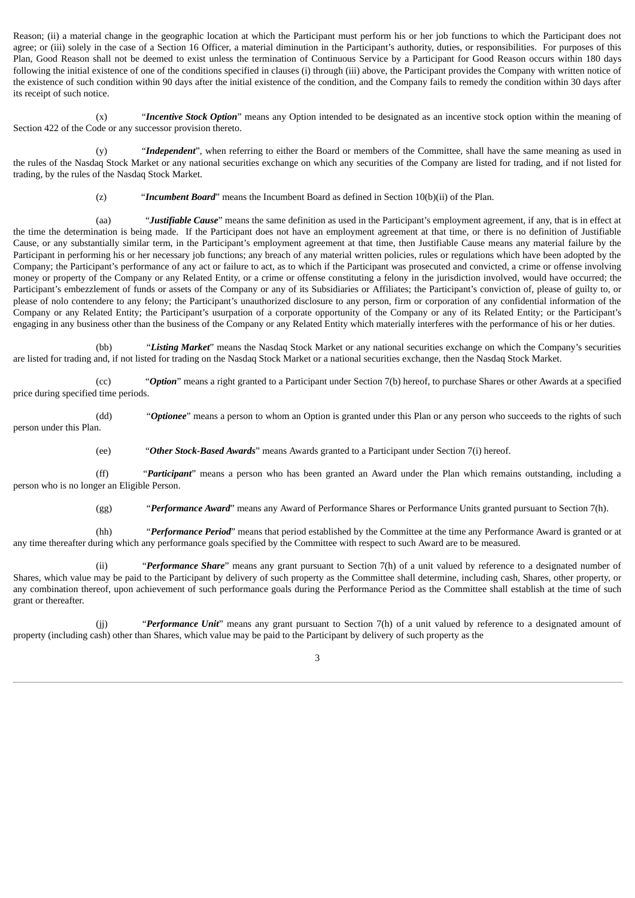Reason; (ii) a material change in the geographic location at which the Participant must perform his or her job functions to which the Participant does not agree; or (iii) solely in the case of a Section 16 Officer, a material diminution in the Participant's authority, duties, or responsibilities. For purposes of this Plan, Good Reason shall not be deemed to exist unless the termination of Continuous Service by a Participant for Good Reason occurs within 180 days following the initial existence of one of the conditions specified in clauses (i) through (iii) above, the Participant provides the Company with written notice of the existence of such condition within 90 days after the initial existence of the condition, and the Company fails to remedy the condition within 30 days after its receipt of such notice.

(x) "***Incentive Stock Option***" means any Option intended to be designated as an incentive stock option within the meaning of Section 422 of the Code or any successor provision thereto.

(y) "***Independent***", when referring to either the Board or members of the Committee, shall have the same meaning as used in the rules of the Nasdaq Stock Market or any national securities exchange on which any securities of the Company are listed for trading, and if not listed for trading, by the rules of the Nasdaq Stock Market.

(z) "***Incumbent Board***" means the Incumbent Board as defined in Section 10(b)(ii) of the Plan.

(aa) "***Justifiable Cause***" means the same definition as used in the Participant's employment agreement, if any, that is in effect at the time the determination is being made. If the Participant does not have an employment agreement at that time, or there is no definition of Justifiable Cause, or any substantially similar term, in the Participant's employment agreement at that time, then Justifiable Cause means any material failure by the Participant in performing his or her necessary job functions; any breach of any material written policies, rules or regulations which have been adopted by the Company; the Participant's performance of any act or failure to act, as to which if the Participant was prosecuted and convicted, a crime or offense involving money or property of the Company or any Related Entity, or a crime or offense constituting a felony in the jurisdiction involved, would have occurred; the Participant's embezzlement of funds or assets of the Company or any of its Subsidiaries or Affiliates; the Participant's conviction of, please of guilty to, or please of nolo contendere to any felony; the Participant's unauthorized disclosure to any person, firm or corporation of any confidential information of the Company or any Related Entity; the Participant's usurpation of a corporate opportunity of the Company or any of its Related Entity; or the Participant's engaging in any business other than the business of the Company or any Related Entity which materially interferes with the performance of his or her duties.

(bb) "***Listing Market***" means the Nasdaq Stock Market or any national securities exchange on which the Company's securities are listed for trading and, if not listed for trading on the Nasdaq Stock Market or a national securities exchange, then the Nasdaq Stock Market.

(cc) "***Option***" means a right granted to a Participant under Section 7(b) hereof, to purchase Shares or other Awards at a specified price during specified time periods.

(dd) "***Optionee***" means a person to whom an Option is granted under this Plan or any person who succeeds to the rights of such person under this Plan.

(ee) "***Other Stock-Based Awards***" means Awards granted to a Participant under Section 7(i) hereof.

(ff) "***Participant***" means a person who has been granted an Award under the Plan which remains outstanding, including a person who is no longer an Eligible Person.

(gg) "***Performance Award***" means any Award of Performance Shares or Performance Units granted pursuant to Section 7(h).

(hh) "***Performance Period***" means that period established by the Committee at the time any Performance Award is granted or at any time thereafter during which any performance goals specified by the Committee with respect to such Award are to be measured.

(ii) "***Performance Share***" means any grant pursuant to Section 7(h) of a unit valued by reference to a designated number of Shares, which value may be paid to the Participant by delivery of such property as the Committee shall determine, including cash, Shares, other property, or any combination thereof, upon achievement of such performance goals during the Performance Period as the Committee shall establish at the time of such grant or thereafter.

(jj) "***Performance Unit***" means any grant pursuant to Section 7(h) of a unit valued by reference to a designated amount of property (including cash) other than Shares, which value may be paid to the Participant by delivery of such property as the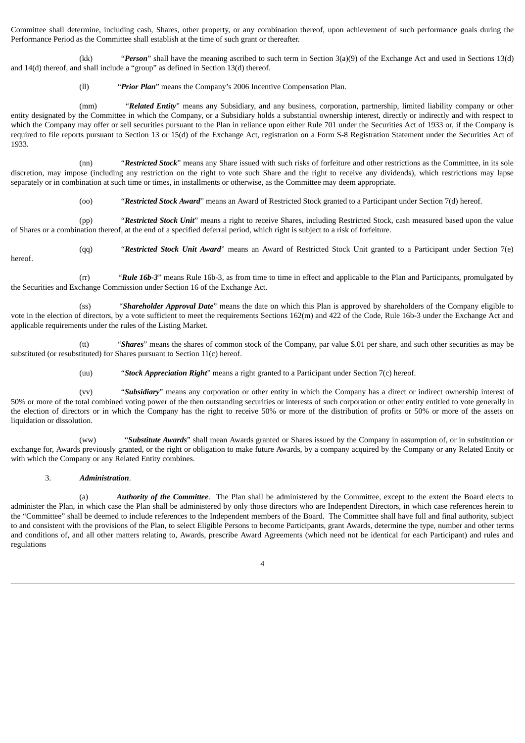Committee shall determine, including cash, Shares, other property, or any combination thereof, upon achievement of such performance goals during the Performance Period as the Committee shall establish at the time of such grant or thereafter.

(kk) "***Person***" shall have the meaning ascribed to such term in Section 3(a)(9) of the Exchange Act and used in Sections 13(d) and 14(d) thereof, and shall include a "group" as defined in Section 13(d) thereof.

(ll) "***Prior Plan***" means the Company's 2006 Incentive Compensation Plan.

(mm) "***Related Entity***" means any Subsidiary, and any business, corporation, partnership, limited liability company or other entity designated by the Committee in which the Company, or a Subsidiary holds a substantial ownership interest, directly or indirectly and with respect to which the Company may offer or sell securities pursuant to the Plan in reliance upon either Rule 701 under the Securities Act of 1933 or, if the Company is required to file reports pursuant to Section 13 or 15(d) of the Exchange Act, registration on a Form S-8 Registration Statement under the Securities Act of 1933.

(nn) "***Restricted Stock***" means any Share issued with such risks of forfeiture and other restrictions as the Committee, in its sole discretion, may impose (including any restriction on the right to vote such Share and the right to receive any dividends), which restrictions may lapse separately or in combination at such time or times, in installments or otherwise, as the Committee may deem appropriate.

(oo) "***Restricted Stock Award***" means an Award of Restricted Stock granted to a Participant under Section 7(d) hereof.

(pp) "***Restricted Stock Unit***" means a right to receive Shares, including Restricted Stock, cash measured based upon the value of Shares or a combination thereof, at the end of a specified deferral period, which right is subject to a risk of forfeiture.

(qq) "***Restricted Stock Unit Award***" means an Award of Restricted Stock Unit granted to a Participant under Section 7(e) hereof.

(rr) "***Rule 16b-3***" means Rule 16b-3, as from time to time in effect and applicable to the Plan and Participants, promulgated by the Securities and Exchange Commission under Section 16 of the Exchange Act.

(ss) "***Shareholder Approval Date***" means the date on which this Plan is approved by shareholders of the Company eligible to vote in the election of directors, by a vote sufficient to meet the requirements Sections 162(m) and 422 of the Code, Rule 16b-3 under the Exchange Act and applicable requirements under the rules of the Listing Market.

(tt) "***Shares***" means the shares of common stock of the Company, par value $.01 per share, and such other securities as may be substituted (or resubstituted) for Shares pursuant to Section 11(c) hereof.

(uu) "***Stock Appreciation Right***" means a right granted to a Participant under Section 7(c) hereof.

(vv) "***Subsidiary***" means any corporation or other entity in which the Company has a direct or indirect ownership interest of 50% or more of the total combined voting power of the then outstanding securities or interests of such corporation or other entity entitled to vote generally in the election of directors or in which the Company has the right to receive 50% or more of the distribution of profits or 50% or more of the assets on liquidation or dissolution.

(ww) "***Substitute Awards***" shall mean Awards granted or Shares issued by the Company in assumption of, or in substitution or exchange for, Awards previously granted, or the right or obligation to make future Awards, by a company acquired by the Company or any Related Entity or with which the Company or any Related Entity combines.

3. ***Administration***.

(a) ***Authority of the Committee***. The Plan shall be administered by the Committee, except to the extent the Board elects to administer the Plan, in which case the Plan shall be administered by only those directors who are Independent Directors, in which case references herein to the "Committee" shall be deemed to include references to the Independent members of the Board. The Committee shall have full and final authority, subject to and consistent with the provisions of the Plan, to select Eligible Persons to become Participants, grant Awards, determine the type, number and other terms and conditions of, and all other matters relating to, Awards, prescribe Award Agreements (which need not be identical for each Participant) and rules and regulations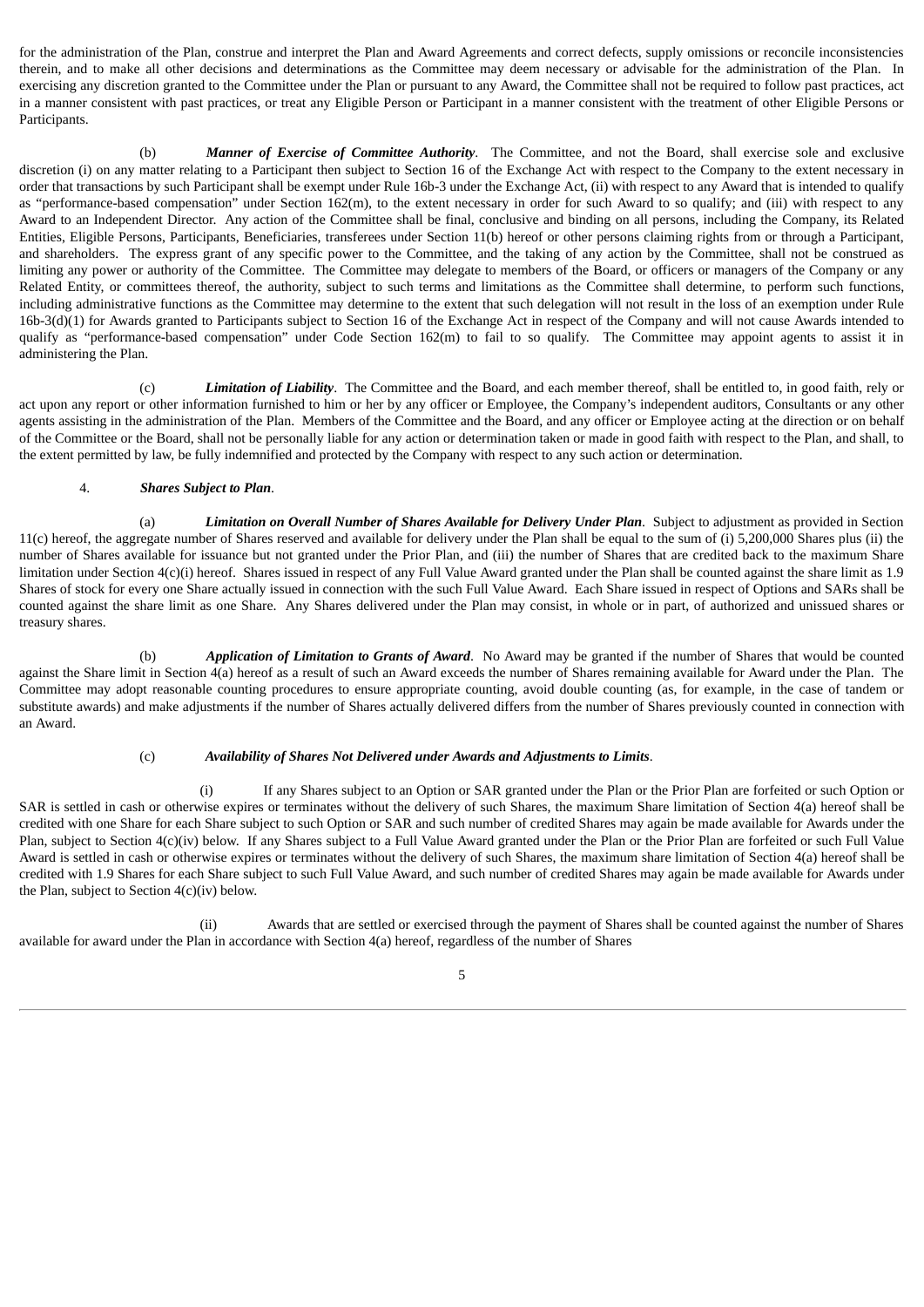for the administration of the Plan, construe and interpret the Plan and Award Agreements and correct defects, supply omissions or reconcile inconsistencies therein, and to make all other decisions and determinations as the Committee may deem necessary or advisable for the administration of the Plan. In exercising any discretion granted to the Committee under the Plan or pursuant to any Award, the Committee shall not be required to follow past practices, act in a manner consistent with past practices, or treat any Eligible Person or Participant in a manner consistent with the treatment of other Eligible Persons or Participants.

(b) ***Manner of Exercise of Committee Authority***. The Committee, and not the Board, shall exercise sole and exclusive discretion (i) on any matter relating to a Participant then subject to Section 16 of the Exchange Act with respect to the Company to the extent necessary in order that transactions by such Participant shall be exempt under Rule 16b-3 under the Exchange Act, (ii) with respect to any Award that is intended to qualify as "performance-based compensation" under Section 162(m), to the extent necessary in order for such Award to so qualify; and (iii) with respect to any Award to an Independent Director. Any action of the Committee shall be final, conclusive and binding on all persons, including the Company, its Related Entities, Eligible Persons, Participants, Beneficiaries, transferees under Section 11(b) hereof or other persons claiming rights from or through a Participant, and shareholders. The express grant of any specific power to the Committee, and the taking of any action by the Committee, shall not be construed as limiting any power or authority of the Committee. The Committee may delegate to members of the Board, or officers or managers of the Company or any Related Entity, or committees thereof, the authority, subject to such terms and limitations as the Committee shall determine, to perform such functions, including administrative functions as the Committee may determine to the extent that such delegation will not result in the loss of an exemption under Rule 16b-3(d)(1) for Awards granted to Participants subject to Section 16 of the Exchange Act in respect of the Company and will not cause Awards intended to qualify as "performance-based compensation" under Code Section 162(m) to fail to so qualify. The Committee may appoint agents to assist it in administering the Plan.

(c) ***Limitation of Liability***. The Committee and the Board, and each member thereof, shall be entitled to, in good faith, rely or act upon any report or other information furnished to him or her by any officer or Employee, the Company's independent auditors, Consultants or any other agents assisting in the administration of the Plan. Members of the Committee and the Board, and any officer or Employee acting at the direction or on behalf of the Committee or the Board, shall not be personally liable for any action or determination taken or made in good faith with respect to the Plan, and shall, to the extent permitted by law, be fully indemnified and protected by the Company with respect to any such action or determination.

4. ***Shares Subject to Plan***.

(a) ***Limitation on Overall Number of Shares Available for Delivery Under Plan***. Subject to adjustment as provided in Section 11(c) hereof, the aggregate number of Shares reserved and available for delivery under the Plan shall be equal to the sum of (i) 5,200,000 Shares plus (ii) the number of Shares available for issuance but not granted under the Prior Plan, and (iii) the number of Shares that are credited back to the maximum Share limitation under Section 4(c)(i) hereof. Shares issued in respect of any Full Value Award granted under the Plan shall be counted against the share limit as 1.9 Shares of stock for every one Share actually issued in connection with the such Full Value Award. Each Share issued in respect of Options and SARs shall be counted against the share limit as one Share. Any Shares delivered under the Plan may consist, in whole or in part, of authorized and unissued shares or treasury shares.

(b) ***Application of Limitation to Grants of Award***. No Award may be granted if the number of Shares that would be counted against the Share limit in Section 4(a) hereof as a result of such an Award exceeds the number of Shares remaining available for Award under the Plan. The Committee may adopt reasonable counting procedures to ensure appropriate counting, avoid double counting (as, for example, in the case of tandem or substitute awards) and make adjustments if the number of Shares actually delivered differs from the number of Shares previously counted in connection with an Award.

(c) ***Availability of Shares Not Delivered under Awards and Adjustments to Limits***.

(i) If any Shares subject to an Option or SAR granted under the Plan or the Prior Plan are forfeited or such Option or SAR is settled in cash or otherwise expires or terminates without the delivery of such Shares, the maximum Share limitation of Section 4(a) hereof shall be credited with one Share for each Share subject to such Option or SAR and such number of credited Shares may again be made available for Awards under the Plan, subject to Section 4(c)(iv) below. If any Shares subject to a Full Value Award granted under the Plan or the Prior Plan are forfeited or such Full Value Award is settled in cash or otherwise expires or terminates without the delivery of such Shares, the maximum share limitation of Section 4(a) hereof shall be credited with 1.9 Shares for each Share subject to such Full Value Award, and such number of credited Shares may again be made available for Awards under the Plan, subject to Section 4(c)(iv) below.

(ii) Awards that are settled or exercised through the payment of Shares shall be counted against the number of Shares available for award under the Plan in accordance with Section 4(a) hereof, regardless of the number of Shares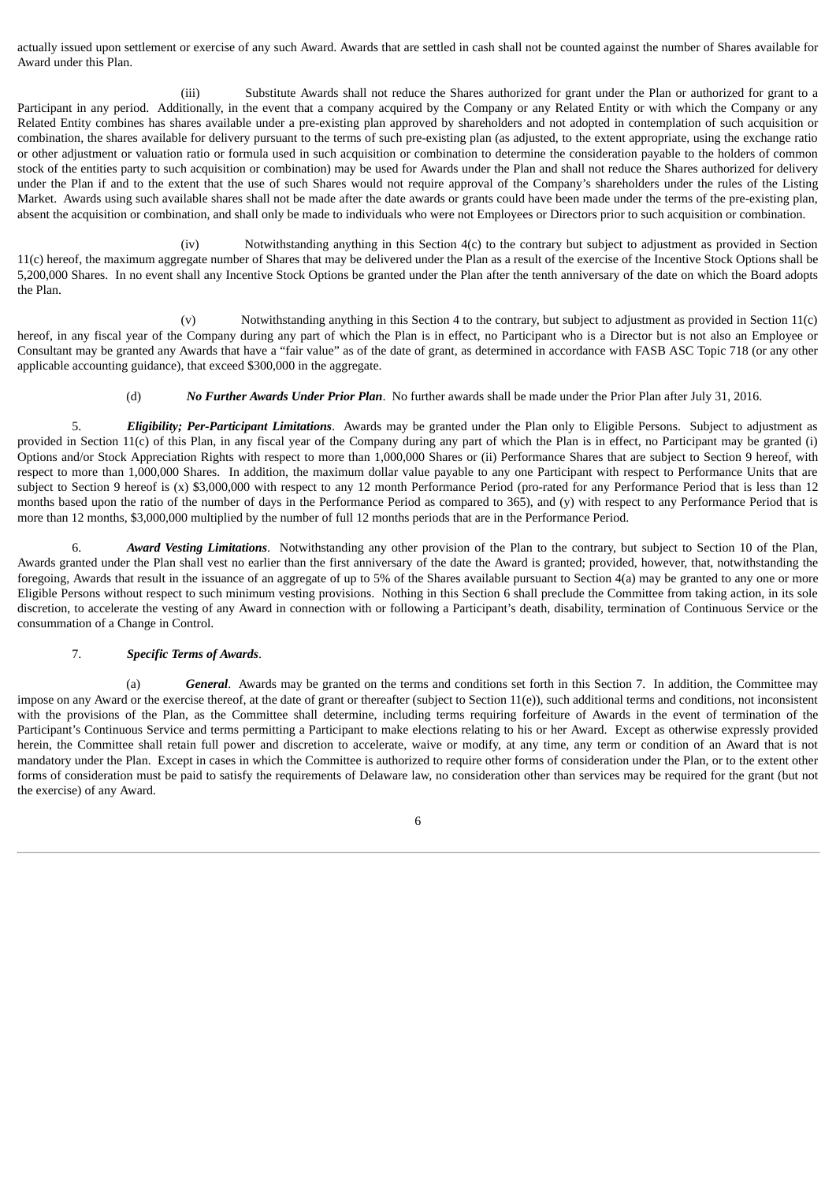actually issued upon settlement or exercise of any such Award. Awards that are settled in cash shall not be counted against the number of Shares available for Award under this Plan.

(iii) Substitute Awards shall not reduce the Shares authorized for grant under the Plan or authorized for grant to a Participant in any period. Additionally, in the event that a company acquired by the Company or any Related Entity or with which the Company or any Related Entity combines has shares available under a pre-existing plan approved by shareholders and not adopted in contemplation of such acquisition or combination, the shares available for delivery pursuant to the terms of such pre-existing plan (as adjusted, to the extent appropriate, using the exchange ratio or other adjustment or valuation ratio or formula used in such acquisition or combination to determine the consideration payable to the holders of common stock of the entities party to such acquisition or combination) may be used for Awards under the Plan and shall not reduce the Shares authorized for delivery under the Plan if and to the extent that the use of such Shares would not require approval of the Company's shareholders under the rules of the Listing Market. Awards using such available shares shall not be made after the date awards or grants could have been made under the terms of the pre-existing plan, absent the acquisition or combination, and shall only be made to individuals who were not Employees or Directors prior to such acquisition or combination.

(iv) Notwithstanding anything in this Section 4(c) to the contrary but subject to adjustment as provided in Section 11(c) hereof, the maximum aggregate number of Shares that may be delivered under the Plan as a result of the exercise of the Incentive Stock Options shall be 5,200,000 Shares. In no event shall any Incentive Stock Options be granted under the Plan after the tenth anniversary of the date on which the Board adopts the Plan.

(v) Notwithstanding anything in this Section 4 to the contrary, but subject to adjustment as provided in Section 11(c) hereof, in any fiscal year of the Company during any part of which the Plan is in effect, no Participant who is a Director but is not also an Employee or Consultant may be granted any Awards that have a "fair value" as of the date of grant, as determined in accordance with FASB ASC Topic 718 (or any other applicable accounting guidance), that exceed $300,000 in the aggregate.

(d) ***No Further Awards Under Prior Plan***. No further awards shall be made under the Prior Plan after July 31, 2016.

5. ***Eligibility; Per-Participant Limitations***. Awards may be granted under the Plan only to Eligible Persons. Subject to adjustment as provided in Section 11(c) of this Plan, in any fiscal year of the Company during any part of which the Plan is in effect, no Participant may be granted (i) Options and/or Stock Appreciation Rights with respect to more than 1,000,000 Shares or (ii) Performance Shares that are subject to Section 9 hereof, with respect to more than 1,000,000 Shares. In addition, the maximum dollar value payable to any one Participant with respect to Performance Units that are subject to Section 9 hereof is (x) $3,000,000 with respect to any 12 month Performance Period (pro-rated for any Performance Period that is less than 12 months based upon the ratio of the number of days in the Performance Period as compared to 365), and (y) with respect to any Performance Period that is more than 12 months, $3,000,000 multiplied by the number of full 12 months periods that are in the Performance Period.

6. ***Award Vesting Limitations***. Notwithstanding any other provision of the Plan to the contrary, but subject to Section 10 of the Plan, Awards granted under the Plan shall vest no earlier than the first anniversary of the date the Award is granted; provided, however, that, notwithstanding the foregoing, Awards that result in the issuance of an aggregate of up to 5% of the Shares available pursuant to Section 4(a) may be granted to any one or more Eligible Persons without respect to such minimum vesting provisions. Nothing in this Section 6 shall preclude the Committee from taking action, in its sole discretion, to accelerate the vesting of any Award in connection with or following a Participant's death, disability, termination of Continuous Service or the consummation of a Change in Control.

7. ***Specific Terms of Awards***.

(a) ***General***. Awards may be granted on the terms and conditions set forth in this Section 7. In addition, the Committee may impose on any Award or the exercise thereof, at the date of grant or thereafter (subject to Section 11(e)), such additional terms and conditions, not inconsistent with the provisions of the Plan, as the Committee shall determine, including terms requiring forfeiture of Awards in the event of termination of the Participant's Continuous Service and terms permitting a Participant to make elections relating to his or her Award. Except as otherwise expressly provided herein, the Committee shall retain full power and discretion to accelerate, waive or modify, at any time, any term or condition of an Award that is not mandatory under the Plan. Except in cases in which the Committee is authorized to require other forms of consideration under the Plan, or to the extent other forms of consideration must be paid to satisfy the requirements of Delaware law, no consideration other than services may be required for the grant (but not the exercise) of any Award.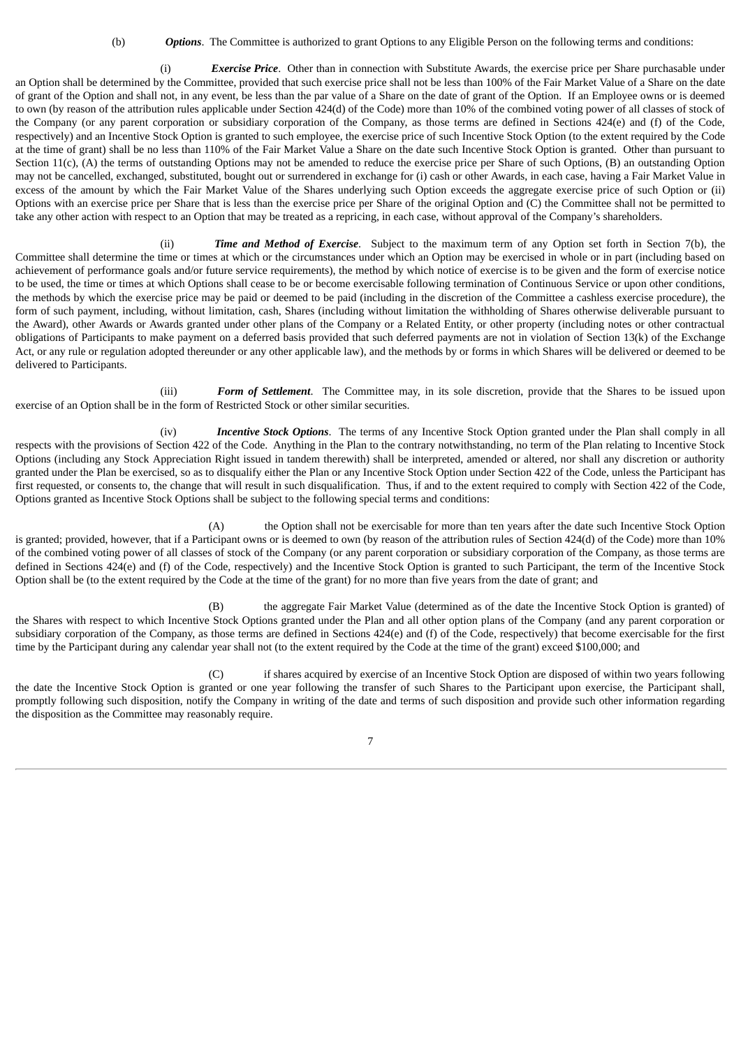(b) ***Options***. The Committee is authorized to grant Options to any Eligible Person on the following terms and conditions:

(i) ***Exercise Price***. Other than in connection with Substitute Awards, the exercise price per Share purchasable under an Option shall be determined by the Committee, provided that such exercise price shall not be less than 100% of the Fair Market Value of a Share on the date of grant of the Option and shall not, in any event, be less than the par value of a Share on the date of grant of the Option. If an Employee owns or is deemed to own (by reason of the attribution rules applicable under Section 424(d) of the Code) more than 10% of the combined voting power of all classes of stock of the Company (or any parent corporation or subsidiary corporation of the Company, as those terms are defined in Sections 424(e) and (f) of the Code, respectively) and an Incentive Stock Option is granted to such employee, the exercise price of such Incentive Stock Option (to the extent required by the Code at the time of grant) shall be no less than 110% of the Fair Market Value a Share on the date such Incentive Stock Option is granted. Other than pursuant to Section 11(c), (A) the terms of outstanding Options may not be amended to reduce the exercise price per Share of such Options, (B) an outstanding Option may not be cancelled, exchanged, substituted, bought out or surrendered in exchange for (i) cash or other Awards, in each case, having a Fair Market Value in excess of the amount by which the Fair Market Value of the Shares underlying such Option exceeds the aggregate exercise price of such Option or (ii) Options with an exercise price per Share that is less than the exercise price per Share of the original Option and (C) the Committee shall not be permitted to take any other action with respect to an Option that may be treated as a repricing, in each case, without approval of the Company's shareholders.

(ii) ***Time and Method of Exercise***. Subject to the maximum term of any Option set forth in Section 7(b), the Committee shall determine the time or times at which or the circumstances under which an Option may be exercised in whole or in part (including based on achievement of performance goals and/or future service requirements), the method by which notice of exercise is to be given and the form of exercise notice to be used, the time or times at which Options shall cease to be or become exercisable following termination of Continuous Service or upon other conditions, the methods by which the exercise price may be paid or deemed to be paid (including in the discretion of the Committee a cashless exercise procedure), the form of such payment, including, without limitation, cash, Shares (including without limitation the withholding of Shares otherwise deliverable pursuant to the Award), other Awards or Awards granted under other plans of the Company or a Related Entity, or other property (including notes or other contractual obligations of Participants to make payment on a deferred basis provided that such deferred payments are not in violation of Section 13(k) of the Exchange Act, or any rule or regulation adopted thereunder or any other applicable law), and the methods by or forms in which Shares will be delivered or deemed to be delivered to Participants.

(iii) ***Form of Settlement***. The Committee may, in its sole discretion, provide that the Shares to be issued upon exercise of an Option shall be in the form of Restricted Stock or other similar securities.

(iv) ***Incentive Stock Options***. The terms of any Incentive Stock Option granted under the Plan shall comply in all respects with the provisions of Section 422 of the Code. Anything in the Plan to the contrary notwithstanding, no term of the Plan relating to Incentive Stock Options (including any Stock Appreciation Right issued in tandem therewith) shall be interpreted, amended or altered, nor shall any discretion or authority granted under the Plan be exercised, so as to disqualify either the Plan or any Incentive Stock Option under Section 422 of the Code, unless the Participant has first requested, or consents to, the change that will result in such disqualification. Thus, if and to the extent required to comply with Section 422 of the Code, Options granted as Incentive Stock Options shall be subject to the following special terms and conditions:

(A) the Option shall not be exercisable for more than ten years after the date such Incentive Stock Option is granted; provided, however, that if a Participant owns or is deemed to own (by reason of the attribution rules of Section 424(d) of the Code) more than 10% of the combined voting power of all classes of stock of the Company (or any parent corporation or subsidiary corporation of the Company, as those terms are defined in Sections 424(e) and (f) of the Code, respectively) and the Incentive Stock Option is granted to such Participant, the term of the Incentive Stock Option shall be (to the extent required by the Code at the time of the grant) for no more than five years from the date of grant; and

(B) the aggregate Fair Market Value (determined as of the date the Incentive Stock Option is granted) of the Shares with respect to which Incentive Stock Options granted under the Plan and all other option plans of the Company (and any parent corporation or subsidiary corporation of the Company, as those terms are defined in Sections 424(e) and (f) of the Code, respectively) that become exercisable for the first time by the Participant during any calendar year shall not (to the extent required by the Code at the time of the grant) exceed $100,000; and

(C) if shares acquired by exercise of an Incentive Stock Option are disposed of within two years following the date the Incentive Stock Option is granted or one year following the transfer of such Shares to the Participant upon exercise, the Participant shall, promptly following such disposition, notify the Company in writing of the date and terms of such disposition and provide such other information regarding the disposition as the Committee may reasonably require.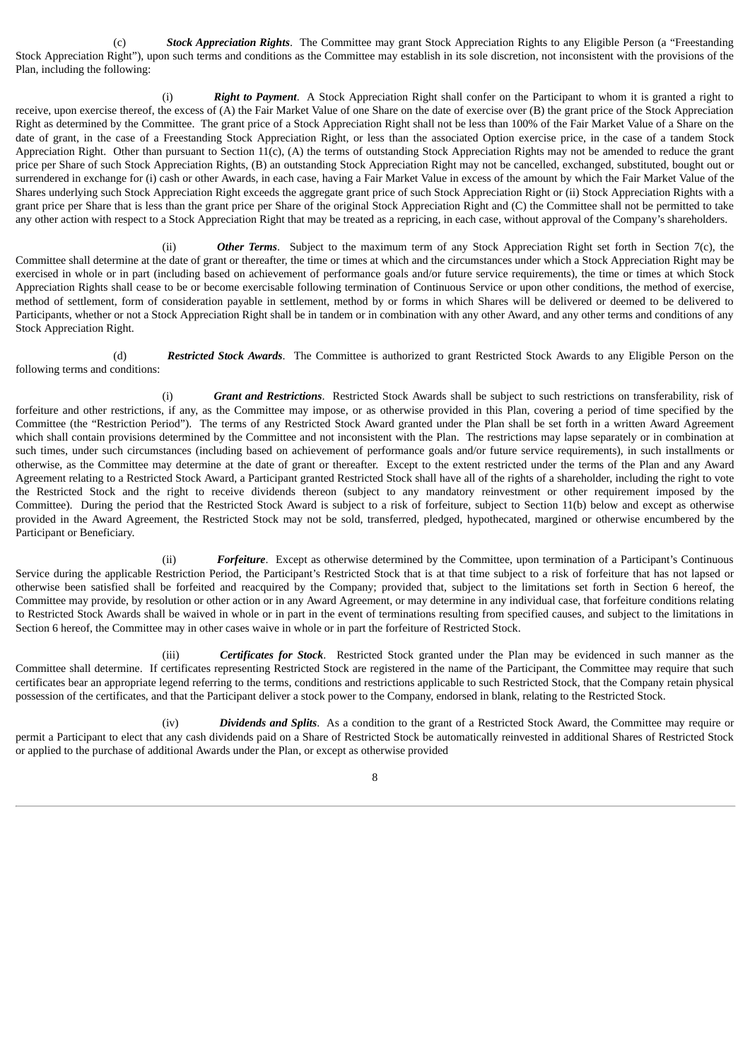(c) ***Stock Appreciation Rights***. The Committee may grant Stock Appreciation Rights to any Eligible Person (a "Freestanding Stock Appreciation Right"), upon such terms and conditions as the Committee may establish in its sole discretion, not inconsistent with the provisions of the Plan, including the following:

(i) ***Right to Payment***. A Stock Appreciation Right shall confer on the Participant to whom it is granted a right to receive, upon exercise thereof, the excess of (A) the Fair Market Value of one Share on the date of exercise over (B) the grant price of the Stock Appreciation Right as determined by the Committee. The grant price of a Stock Appreciation Right shall not be less than 100% of the Fair Market Value of a Share on the date of grant, in the case of a Freestanding Stock Appreciation Right, or less than the associated Option exercise price, in the case of a tandem Stock Appreciation Right. Other than pursuant to Section 11(c), (A) the terms of outstanding Stock Appreciation Rights may not be amended to reduce the grant price per Share of such Stock Appreciation Rights, (B) an outstanding Stock Appreciation Right may not be cancelled, exchanged, substituted, bought out or surrendered in exchange for (i) cash or other Awards, in each case, having a Fair Market Value in excess of the amount by which the Fair Market Value of the Shares underlying such Stock Appreciation Right exceeds the aggregate grant price of such Stock Appreciation Right or (ii) Stock Appreciation Rights with a grant price per Share that is less than the grant price per Share of the original Stock Appreciation Right and (C) the Committee shall not be permitted to take any other action with respect to a Stock Appreciation Right that may be treated as a repricing, in each case, without approval of the Company's shareholders.

(ii) ***Other Terms***. Subject to the maximum term of any Stock Appreciation Right set forth in Section 7(c), the Committee shall determine at the date of grant or thereafter, the time or times at which and the circumstances under which a Stock Appreciation Right may be exercised in whole or in part (including based on achievement of performance goals and/or future service requirements), the time or times at which Stock Appreciation Rights shall cease to be or become exercisable following termination of Continuous Service or upon other conditions, the method of exercise, method of settlement, form of consideration payable in settlement, method by or forms in which Shares will be delivered or deemed to be delivered to Participants, whether or not a Stock Appreciation Right shall be in tandem or in combination with any other Award, and any other terms and conditions of any Stock Appreciation Right.

(d) ***Restricted Stock Awards***. The Committee is authorized to grant Restricted Stock Awards to any Eligible Person on the following terms and conditions:

(i) ***Grant and Restrictions***. Restricted Stock Awards shall be subject to such restrictions on transferability, risk of forfeiture and other restrictions, if any, as the Committee may impose, or as otherwise provided in this Plan, covering a period of time specified by the Committee (the "Restriction Period"). The terms of any Restricted Stock Award granted under the Plan shall be set forth in a written Award Agreement which shall contain provisions determined by the Committee and not inconsistent with the Plan. The restrictions may lapse separately or in combination at such times, under such circumstances (including based on achievement of performance goals and/or future service requirements), in such installments or otherwise, as the Committee may determine at the date of grant or thereafter. Except to the extent restricted under the terms of the Plan and any Award Agreement relating to a Restricted Stock Award, a Participant granted Restricted Stock shall have all of the rights of a shareholder, including the right to vote the Restricted Stock and the right to receive dividends thereon (subject to any mandatory reinvestment or other requirement imposed by the Committee). During the period that the Restricted Stock Award is subject to a risk of forfeiture, subject to Section 11(b) below and except as otherwise provided in the Award Agreement, the Restricted Stock may not be sold, transferred, pledged, hypothecated, margined or otherwise encumbered by the Participant or Beneficiary.

(ii) ***Forfeiture***. Except as otherwise determined by the Committee, upon termination of a Participant's Continuous Service during the applicable Restriction Period, the Participant's Restricted Stock that is at that time subject to a risk of forfeiture that has not lapsed or otherwise been satisfied shall be forfeited and reacquired by the Company; provided that, subject to the limitations set forth in Section 6 hereof, the Committee may provide, by resolution or other action or in any Award Agreement, or may determine in any individual case, that forfeiture conditions relating to Restricted Stock Awards shall be waived in whole or in part in the event of terminations resulting from specified causes, and subject to the limitations in Section 6 hereof, the Committee may in other cases waive in whole or in part the forfeiture of Restricted Stock.

(iii) ***Certificates for Stock***. Restricted Stock granted under the Plan may be evidenced in such manner as the Committee shall determine. If certificates representing Restricted Stock are registered in the name of the Participant, the Committee may require that such certificates bear an appropriate legend referring to the terms, conditions and restrictions applicable to such Restricted Stock, that the Company retain physical possession of the certificates, and that the Participant deliver a stock power to the Company, endorsed in blank, relating to the Restricted Stock.

(iv) ***Dividends and Splits***. As a condition to the grant of a Restricted Stock Award, the Committee may require or permit a Participant to elect that any cash dividends paid on a Share of Restricted Stock be automatically reinvested in additional Shares of Restricted Stock or applied to the purchase of additional Awards under the Plan, or except as otherwise provided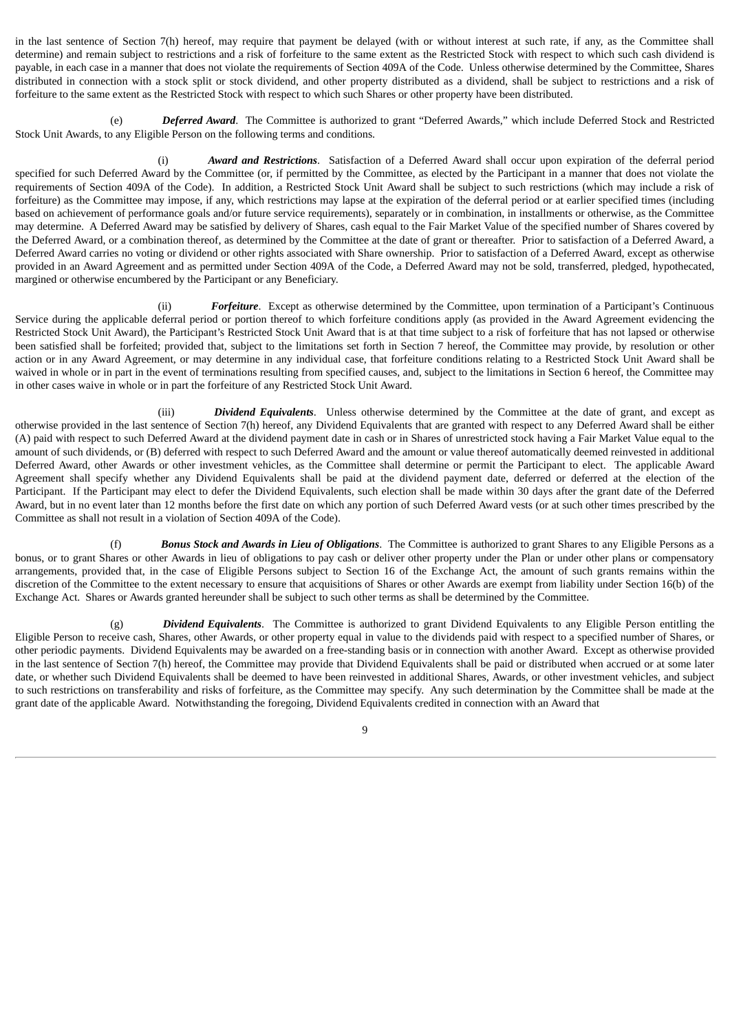in the last sentence of Section 7(h) hereof, may require that payment be delayed (with or without interest at such rate, if any, as the Committee shall determine) and remain subject to restrictions and a risk of forfeiture to the same extent as the Restricted Stock with respect to which such cash dividend is payable, in each case in a manner that does not violate the requirements of Section 409A of the Code. Unless otherwise determined by the Committee, Shares distributed in connection with a stock split or stock dividend, and other property distributed as a dividend, shall be subject to restrictions and a risk of forfeiture to the same extent as the Restricted Stock with respect to which such Shares or other property have been distributed.

(e) ***Deferred Award***. The Committee is authorized to grant "Deferred Awards," which include Deferred Stock and Restricted Stock Unit Awards, to any Eligible Person on the following terms and conditions.

(i) ***Award and Restrictions***. Satisfaction of a Deferred Award shall occur upon expiration of the deferral period specified for such Deferred Award by the Committee (or, if permitted by the Committee, as elected by the Participant in a manner that does not violate the requirements of Section 409A of the Code). In addition, a Restricted Stock Unit Award shall be subject to such restrictions (which may include a risk of forfeiture) as the Committee may impose, if any, which restrictions may lapse at the expiration of the deferral period or at earlier specified times (including based on achievement of performance goals and/or future service requirements), separately or in combination, in installments or otherwise, as the Committee may determine. A Deferred Award may be satisfied by delivery of Shares, cash equal to the Fair Market Value of the specified number of Shares covered by the Deferred Award, or a combination thereof, as determined by the Committee at the date of grant or thereafter. Prior to satisfaction of a Deferred Award, a Deferred Award carries no voting or dividend or other rights associated with Share ownership. Prior to satisfaction of a Deferred Award, except as otherwise provided in an Award Agreement and as permitted under Section 409A of the Code, a Deferred Award may not be sold, transferred, pledged, hypothecated, margined or otherwise encumbered by the Participant or any Beneficiary.

(ii) ***Forfeiture***. Except as otherwise determined by the Committee, upon termination of a Participant's Continuous Service during the applicable deferral period or portion thereof to which forfeiture conditions apply (as provided in the Award Agreement evidencing the Restricted Stock Unit Award), the Participant's Restricted Stock Unit Award that is at that time subject to a risk of forfeiture that has not lapsed or otherwise been satisfied shall be forfeited; provided that, subject to the limitations set forth in Section 7 hereof, the Committee may provide, by resolution or other action or in any Award Agreement, or may determine in any individual case, that forfeiture conditions relating to a Restricted Stock Unit Award shall be waived in whole or in part in the event of terminations resulting from specified causes, and, subject to the limitations in Section 6 hereof, the Committee may in other cases waive in whole or in part the forfeiture of any Restricted Stock Unit Award.

(iii) ***Dividend Equivalents***. Unless otherwise determined by the Committee at the date of grant, and except as otherwise provided in the last sentence of Section 7(h) hereof, any Dividend Equivalents that are granted with respect to any Deferred Award shall be either (A) paid with respect to such Deferred Award at the dividend payment date in cash or in Shares of unrestricted stock having a Fair Market Value equal to the amount of such dividends, or (B) deferred with respect to such Deferred Award and the amount or value thereof automatically deemed reinvested in additional Deferred Award, other Awards or other investment vehicles, as the Committee shall determine or permit the Participant to elect. The applicable Award Agreement shall specify whether any Dividend Equivalents shall be paid at the dividend payment date, deferred or deferred at the election of the Participant. If the Participant may elect to defer the Dividend Equivalents, such election shall be made within 30 days after the grant date of the Deferred Award, but in no event later than 12 months before the first date on which any portion of such Deferred Award vests (or at such other times prescribed by the Committee as shall not result in a violation of Section 409A of the Code).

(f) ***Bonus Stock and Awards in Lieu of Obligations***. The Committee is authorized to grant Shares to any Eligible Persons as a bonus, or to grant Shares or other Awards in lieu of obligations to pay cash or deliver other property under the Plan or under other plans or compensatory arrangements, provided that, in the case of Eligible Persons subject to Section 16 of the Exchange Act, the amount of such grants remains within the discretion of the Committee to the extent necessary to ensure that acquisitions of Shares or other Awards are exempt from liability under Section 16(b) of the Exchange Act. Shares or Awards granted hereunder shall be subject to such other terms as shall be determined by the Committee.

(g) ***Dividend Equivalents***. The Committee is authorized to grant Dividend Equivalents to any Eligible Person entitling the Eligible Person to receive cash, Shares, other Awards, or other property equal in value to the dividends paid with respect to a specified number of Shares, or other periodic payments. Dividend Equivalents may be awarded on a free-standing basis or in connection with another Award. Except as otherwise provided in the last sentence of Section 7(h) hereof, the Committee may provide that Dividend Equivalents shall be paid or distributed when accrued or at some later date, or whether such Dividend Equivalents shall be deemed to have been reinvested in additional Shares, Awards, or other investment vehicles, and subject to such restrictions on transferability and risks of forfeiture, as the Committee may specify. Any such determination by the Committee shall be made at the grant date of the applicable Award. Notwithstanding the foregoing, Dividend Equivalents credited in connection with an Award that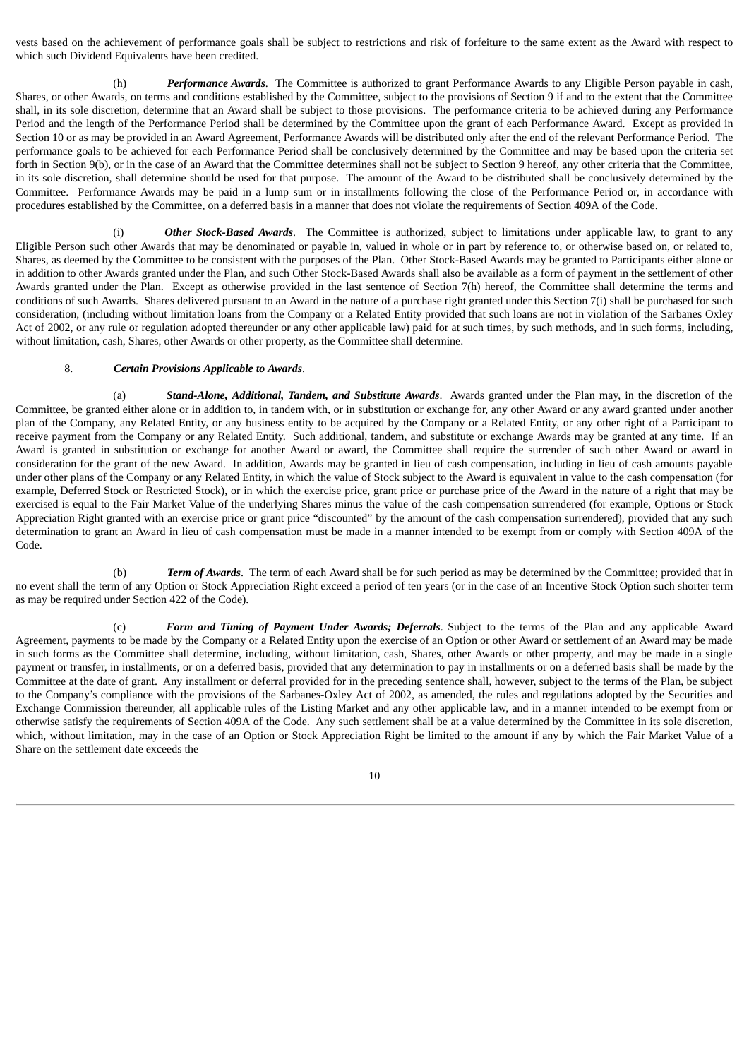vests based on the achievement of performance goals shall be subject to restrictions and risk of forfeiture to the same extent as the Award with respect to which such Dividend Equivalents have been credited.

(h) ***Performance Awards***. The Committee is authorized to grant Performance Awards to any Eligible Person payable in cash, Shares, or other Awards, on terms and conditions established by the Committee, subject to the provisions of Section 9 if and to the extent that the Committee shall, in its sole discretion, determine that an Award shall be subject to those provisions. The performance criteria to be achieved during any Performance Period and the length of the Performance Period shall be determined by the Committee upon the grant of each Performance Award. Except as provided in Section 10 or as may be provided in an Award Agreement, Performance Awards will be distributed only after the end of the relevant Performance Period. The performance goals to be achieved for each Performance Period shall be conclusively determined by the Committee and may be based upon the criteria set forth in Section 9(b), or in the case of an Award that the Committee determines shall not be subject to Section 9 hereof, any other criteria that the Committee, in its sole discretion, shall determine should be used for that purpose. The amount of the Award to be distributed shall be conclusively determined by the Committee. Performance Awards may be paid in a lump sum or in installments following the close of the Performance Period or, in accordance with procedures established by the Committee, on a deferred basis in a manner that does not violate the requirements of Section 409A of the Code.

(i) ***Other Stock-Based Awards***. The Committee is authorized, subject to limitations under applicable law, to grant to any Eligible Person such other Awards that may be denominated or payable in, valued in whole or in part by reference to, or otherwise based on, or related to, Shares, as deemed by the Committee to be consistent with the purposes of the Plan. Other Stock-Based Awards may be granted to Participants either alone or in addition to other Awards granted under the Plan, and such Other Stock-Based Awards shall also be available as a form of payment in the settlement of other Awards granted under the Plan. Except as otherwise provided in the last sentence of Section 7(h) hereof, the Committee shall determine the terms and conditions of such Awards. Shares delivered pursuant to an Award in the nature of a purchase right granted under this Section 7(i) shall be purchased for such consideration, (including without limitation loans from the Company or a Related Entity provided that such loans are not in violation of the Sarbanes Oxley Act of 2002, or any rule or regulation adopted thereunder or any other applicable law) paid for at such times, by such methods, and in such forms, including, without limitation, cash, Shares, other Awards or other property, as the Committee shall determine.

8. ***Certain Provisions Applicable to Awards***.

(a) ***Stand-Alone, Additional, Tandem, and Substitute Awards***. Awards granted under the Plan may, in the discretion of the Committee, be granted either alone or in addition to, in tandem with, or in substitution or exchange for, any other Award or any award granted under another plan of the Company, any Related Entity, or any business entity to be acquired by the Company or a Related Entity, or any other right of a Participant to receive payment from the Company or any Related Entity. Such additional, tandem, and substitute or exchange Awards may be granted at any time. If an Award is granted in substitution or exchange for another Award or award, the Committee shall require the surrender of such other Award or award in consideration for the grant of the new Award. In addition, Awards may be granted in lieu of cash compensation, including in lieu of cash amounts payable under other plans of the Company or any Related Entity, in which the value of Stock subject to the Award is equivalent in value to the cash compensation (for example, Deferred Stock or Restricted Stock), or in which the exercise price, grant price or purchase price of the Award in the nature of a right that may be exercised is equal to the Fair Market Value of the underlying Shares minus the value of the cash compensation surrendered (for example, Options or Stock Appreciation Right granted with an exercise price or grant price "discounted" by the amount of the cash compensation surrendered), provided that any such determination to grant an Award in lieu of cash compensation must be made in a manner intended to be exempt from or comply with Section 409A of the Code.

(b) ***Term of Awards***. The term of each Award shall be for such period as may be determined by the Committee; provided that in no event shall the term of any Option or Stock Appreciation Right exceed a period of ten years (or in the case of an Incentive Stock Option such shorter term as may be required under Section 422 of the Code).

(c) ***Form and Timing of Payment Under Awards; Deferrals***. Subject to the terms of the Plan and any applicable Award Agreement, payments to be made by the Company or a Related Entity upon the exercise of an Option or other Award or settlement of an Award may be made in such forms as the Committee shall determine, including, without limitation, cash, Shares, other Awards or other property, and may be made in a single payment or transfer, in installments, or on a deferred basis, provided that any determination to pay in installments or on a deferred basis shall be made by the Committee at the date of grant. Any installment or deferral provided for in the preceding sentence shall, however, subject to the terms of the Plan, be subject to the Company's compliance with the provisions of the Sarbanes-Oxley Act of 2002, as amended, the rules and regulations adopted by the Securities and Exchange Commission thereunder, all applicable rules of the Listing Market and any other applicable law, and in a manner intended to be exempt from or otherwise satisfy the requirements of Section 409A of the Code. Any such settlement shall be at a value determined by the Committee in its sole discretion, which, without limitation, may in the case of an Option or Stock Appreciation Right be limited to the amount if any by which the Fair Market Value of a Share on the settlement date exceeds the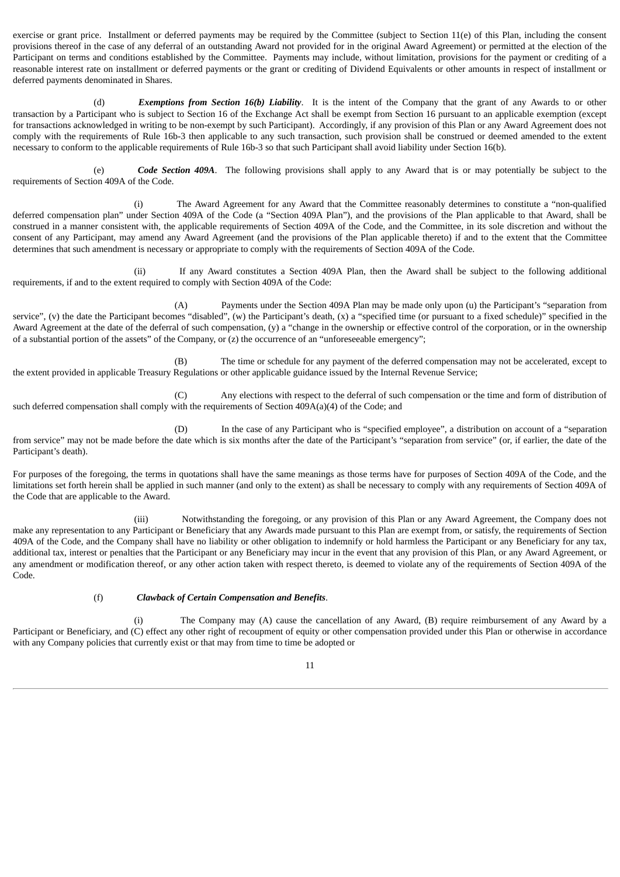exercise or grant price. Installment or deferred payments may be required by the Committee (subject to Section 11(e) of this Plan, including the consent provisions thereof in the case of any deferral of an outstanding Award not provided for in the original Award Agreement) or permitted at the election of the Participant on terms and conditions established by the Committee. Payments may include, without limitation, provisions for the payment or crediting of a reasonable interest rate on installment or deferred payments or the grant or crediting of Dividend Equivalents or other amounts in respect of installment or deferred payments denominated in Shares.

(d) ***Exemptions from Section 16(b) Liability***. It is the intent of the Company that the grant of any Awards to or other transaction by a Participant who is subject to Section 16 of the Exchange Act shall be exempt from Section 16 pursuant to an applicable exemption (except for transactions acknowledged in writing to be non-exempt by such Participant). Accordingly, if any provision of this Plan or any Award Agreement does not comply with the requirements of Rule 16b-3 then applicable to any such transaction, such provision shall be construed or deemed amended to the extent necessary to conform to the applicable requirements of Rule 16b-3 so that such Participant shall avoid liability under Section 16(b).

(e) ***Code Section 409A***. The following provisions shall apply to any Award that is or may potentially be subject to the requirements of Section 409A of the Code.

(i) The Award Agreement for any Award that the Committee reasonably determines to constitute a "non-qualified deferred compensation plan" under Section 409A of the Code (a "Section 409A Plan"), and the provisions of the Plan applicable to that Award, shall be construed in a manner consistent with, the applicable requirements of Section 409A of the Code, and the Committee, in its sole discretion and without the consent of any Participant, may amend any Award Agreement (and the provisions of the Plan applicable thereto) if and to the extent that the Committee determines that such amendment is necessary or appropriate to comply with the requirements of Section 409A of the Code.

(ii) If any Award constitutes a Section 409A Plan, then the Award shall be subject to the following additional requirements, if and to the extent required to comply with Section 409A of the Code:

(A) Payments under the Section 409A Plan may be made only upon (u) the Participant's "separation from service", (v) the date the Participant becomes "disabled", (w) the Participant's death, (x) a "specified time (or pursuant to a fixed schedule)" specified in the Award Agreement at the date of the deferral of such compensation, (y) a "change in the ownership or effective control of the corporation, or in the ownership of a substantial portion of the assets" of the Company, or (z) the occurrence of an "unforeseeable emergency";

(B) The time or schedule for any payment of the deferred compensation may not be accelerated, except to the extent provided in applicable Treasury Regulations or other applicable guidance issued by the Internal Revenue Service;

(C) Any elections with respect to the deferral of such compensation or the time and form of distribution of such deferred compensation shall comply with the requirements of Section 409A(a)(4) of the Code; and

(D) In the case of any Participant who is "specified employee", a distribution on account of a "separation from service" may not be made before the date which is six months after the date of the Participant's "separation from service" (or, if earlier, the date of the Participant's death).

For purposes of the foregoing, the terms in quotations shall have the same meanings as those terms have for purposes of Section 409A of the Code, and the limitations set forth herein shall be applied in such manner (and only to the extent) as shall be necessary to comply with any requirements of Section 409A of the Code that are applicable to the Award.

(iii) Notwithstanding the foregoing, or any provision of this Plan or any Award Agreement, the Company does not make any representation to any Participant or Beneficiary that any Awards made pursuant to this Plan are exempt from, or satisfy, the requirements of Section 409A of the Code, and the Company shall have no liability or other obligation to indemnify or hold harmless the Participant or any Beneficiary for any tax, additional tax, interest or penalties that the Participant or any Beneficiary may incur in the event that any provision of this Plan, or any Award Agreement, or any amendment or modification thereof, or any other action taken with respect thereto, is deemed to violate any of the requirements of Section 409A of the Code.

(f) ***Clawback of Certain Compensation and Benefits***.

(i) The Company may (A) cause the cancellation of any Award, (B) require reimbursement of any Award by a Participant or Beneficiary, and (C) effect any other right of recoupment of equity or other compensation provided under this Plan or otherwise in accordance with any Company policies that currently exist or that may from time to time be adopted or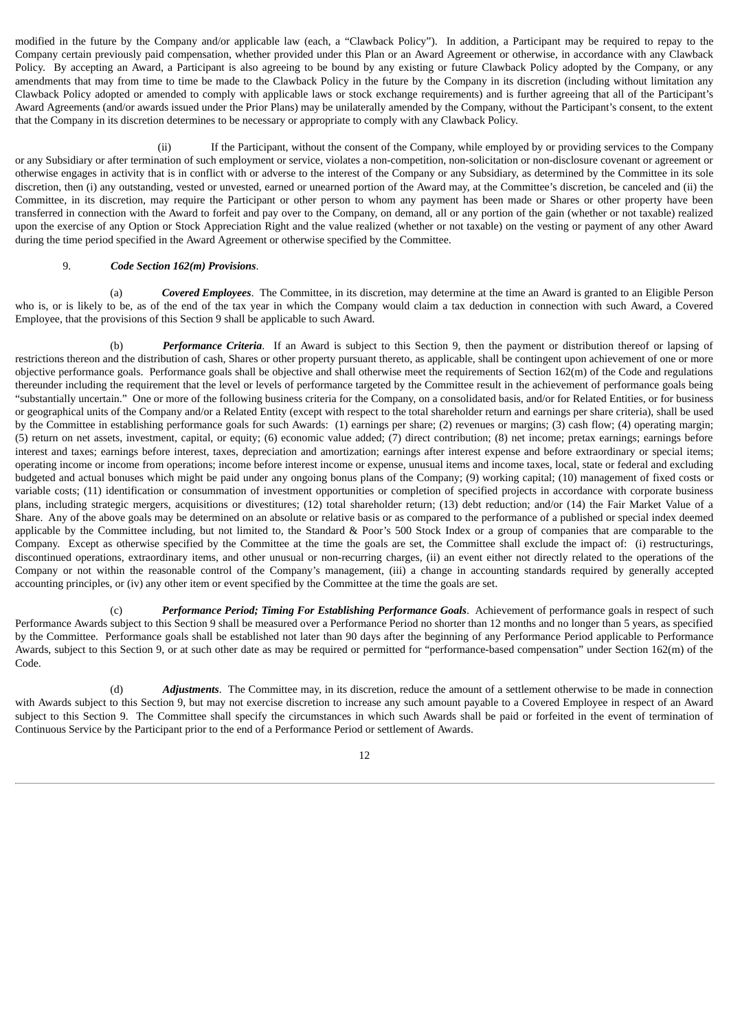modified in the future by the Company and/or applicable law (each, a "Clawback Policy"). In addition, a Participant may be required to repay to the Company certain previously paid compensation, whether provided under this Plan or an Award Agreement or otherwise, in accordance with any Clawback Policy. By accepting an Award, a Participant is also agreeing to be bound by any existing or future Clawback Policy adopted by the Company, or any amendments that may from time to time be made to the Clawback Policy in the future by the Company in its discretion (including without limitation any Clawback Policy adopted or amended to comply with applicable laws or stock exchange requirements) and is further agreeing that all of the Participant's Award Agreements (and/or awards issued under the Prior Plans) may be unilaterally amended by the Company, without the Participant's consent, to the extent that the Company in its discretion determines to be necessary or appropriate to comply with any Clawback Policy.

(ii) If the Participant, without the consent of the Company, while employed by or providing services to the Company or any Subsidiary or after termination of such employment or service, violates a non-competition, non-solicitation or non-disclosure covenant or agreement or otherwise engages in activity that is in conflict with or adverse to the interest of the Company or any Subsidiary, as determined by the Committee in its sole discretion, then (i) any outstanding, vested or unvested, earned or unearned portion of the Award may, at the Committee's discretion, be canceled and (ii) the Committee, in its discretion, may require the Participant or other person to whom any payment has been made or Shares or other property have been transferred in connection with the Award to forfeit and pay over to the Company, on demand, all or any portion of the gain (whether or not taxable) realized upon the exercise of any Option or Stock Appreciation Right and the value realized (whether or not taxable) on the vesting or payment of any other Award during the time period specified in the Award Agreement or otherwise specified by the Committee.

9. ***Code Section 162(m) Provisions***.

(a) ***Covered Employees***. The Committee, in its discretion, may determine at the time an Award is granted to an Eligible Person who is, or is likely to be, as of the end of the tax year in which the Company would claim a tax deduction in connection with such Award, a Covered Employee, that the provisions of this Section 9 shall be applicable to such Award.

(b) ***Performance Criteria***. If an Award is subject to this Section 9, then the payment or distribution thereof or lapsing of restrictions thereon and the distribution of cash, Shares or other property pursuant thereto, as applicable, shall be contingent upon achievement of one or more objective performance goals. Performance goals shall be objective and shall otherwise meet the requirements of Section 162(m) of the Code and regulations thereunder including the requirement that the level or levels of performance targeted by the Committee result in the achievement of performance goals being "substantially uncertain." One or more of the following business criteria for the Company, on a consolidated basis, and/or for Related Entities, or for business or geographical units of the Company and/or a Related Entity (except with respect to the total shareholder return and earnings per share criteria), shall be used by the Committee in establishing performance goals for such Awards: (1) earnings per share; (2) revenues or margins; (3) cash flow; (4) operating margin; (5) return on net assets, investment, capital, or equity; (6) economic value added; (7) direct contribution; (8) net income; pretax earnings; earnings before interest and taxes; earnings before interest, taxes, depreciation and amortization; earnings after interest expense and before extraordinary or special items; operating income or income from operations; income before interest income or expense, unusual items and income taxes, local, state or federal and excluding budgeted and actual bonuses which might be paid under any ongoing bonus plans of the Company; (9) working capital; (10) management of fixed costs or variable costs; (11) identification or consummation of investment opportunities or completion of specified projects in accordance with corporate business plans, including strategic mergers, acquisitions or divestitures; (12) total shareholder return; (13) debt reduction; and/or (14) the Fair Market Value of a Share. Any of the above goals may be determined on an absolute or relative basis or as compared to the performance of a published or special index deemed applicable by the Committee including, but not limited to, the Standard & Poor's 500 Stock Index or a group of companies that are comparable to the Company. Except as otherwise specified by the Committee at the time the goals are set, the Committee shall exclude the impact of: (i) restructurings, discontinued operations, extraordinary items, and other unusual or non-recurring charges, (ii) an event either not directly related to the operations of the Company or not within the reasonable control of the Company's management, (iii) a change in accounting standards required by generally accepted accounting principles, or (iv) any other item or event specified by the Committee at the time the goals are set.

(c) ***Performance Period; Timing For Establishing Performance Goals***. Achievement of performance goals in respect of such Performance Awards subject to this Section 9 shall be measured over a Performance Period no shorter than 12 months and no longer than 5 years, as specified by the Committee. Performance goals shall be established not later than 90 days after the beginning of any Performance Period applicable to Performance Awards, subject to this Section 9, or at such other date as may be required or permitted for "performance-based compensation" under Section 162(m) of the Code.

(d) ***Adjustments***. The Committee may, in its discretion, reduce the amount of a settlement otherwise to be made in connection with Awards subject to this Section 9, but may not exercise discretion to increase any such amount payable to a Covered Employee in respect of an Award subject to this Section 9. The Committee shall specify the circumstances in which such Awards shall be paid or forfeited in the event of termination of Continuous Service by the Participant prior to the end of a Performance Period or settlement of Awards.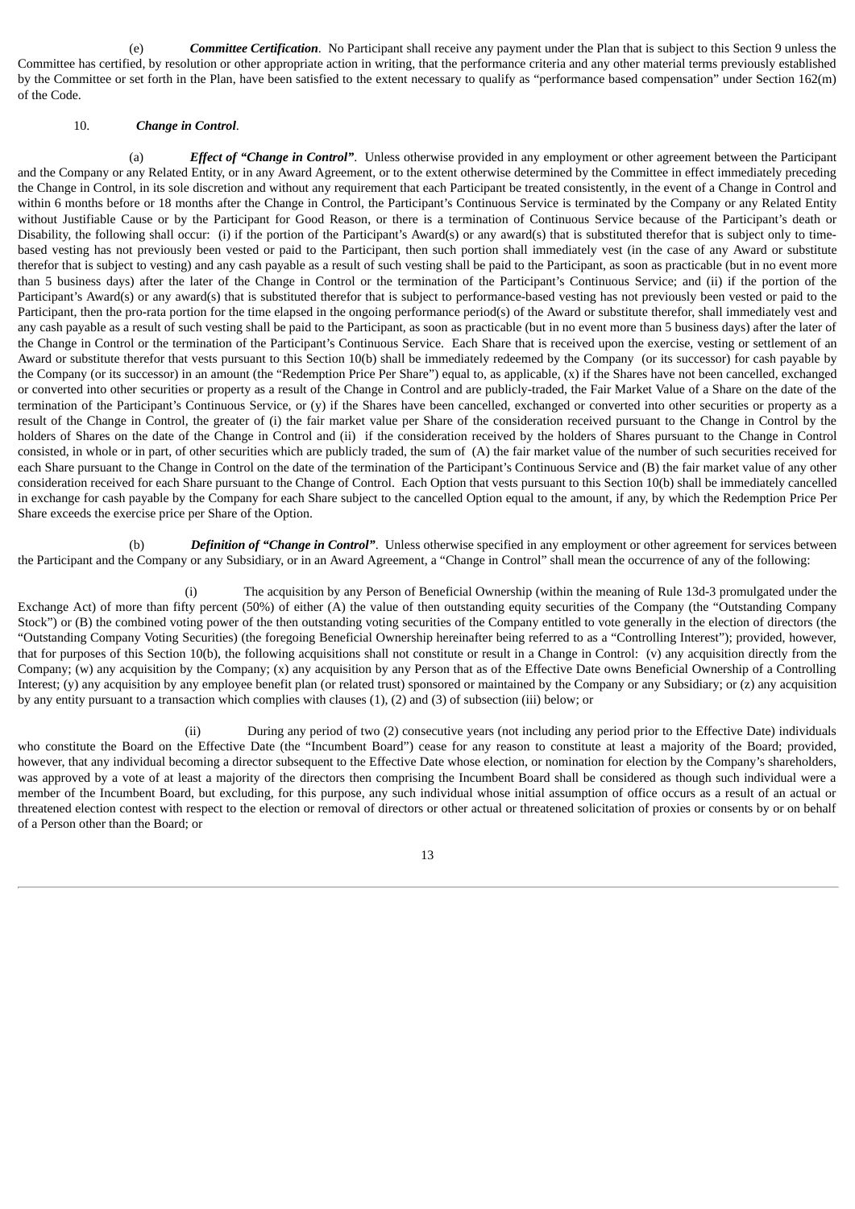(e) ***Committee Certification***. No Participant shall receive any payment under the Plan that is subject to this Section 9 unless the Committee has certified, by resolution or other appropriate action in writing, that the performance criteria and any other material terms previously established by the Committee or set forth in the Plan, have been satisfied to the extent necessary to qualify as "performance based compensation" under Section 162(m) of the Code.

10. ***Change in Control***.

(a) ***Effect of "Change in Control"***. Unless otherwise provided in any employment or other agreement between the Participant and the Company or any Related Entity, or in any Award Agreement, or to the extent otherwise determined by the Committee in effect immediately preceding the Change in Control, in its sole discretion and without any requirement that each Participant be treated consistently, in the event of a Change in Control and within 6 months before or 18 months after the Change in Control, the Participant's Continuous Service is terminated by the Company or any Related Entity without Justifiable Cause or by the Participant for Good Reason, or there is a termination of Continuous Service because of the Participant's death or Disability, the following shall occur: (i) if the portion of the Participant's Award(s) or any award(s) that is substituted therefor that is subject only to time-based vesting has not previously been vested or paid to the Participant, then such portion shall immediately vest (in the case of any Award or substitute therefor that is subject to vesting) and any cash payable as a result of such vesting shall be paid to the Participant, as soon as practicable (but in no event more than 5 business days) after the later of the Change in Control or the termination of the Participant's Continuous Service; and (ii) if the portion of the Participant's Award(s) or any award(s) that is substituted therefor that is subject to performance-based vesting has not previously been vested or paid to the Participant, then the pro-rata portion for the time elapsed in the ongoing performance period(s) of the Award or substitute therefor, shall immediately vest and any cash payable as a result of such vesting shall be paid to the Participant, as soon as practicable (but in no event more than 5 business days) after the later of the Change in Control or the termination of the Participant's Continuous Service. Each Share that is received upon the exercise, vesting or settlement of an Award or substitute therefor that vests pursuant to this Section 10(b) shall be immediately redeemed by the Company (or its successor) for cash payable by the Company (or its successor) in an amount (the "Redemption Price Per Share") equal to, as applicable, (x) if the Shares have not been cancelled, exchanged or converted into other securities or property as a result of the Change in Control and are publicly-traded, the Fair Market Value of a Share on the date of the termination of the Participant's Continuous Service, or (y) if the Shares have been cancelled, exchanged or converted into other securities or property as a result of the Change in Control, the greater of (i) the fair market value per Share of the consideration received pursuant to the Change in Control by the holders of Shares on the date of the Change in Control and (ii) if the consideration received by the holders of Shares pursuant to the Change in Control consisted, in whole or in part, of other securities which are publicly traded, the sum of (A) the fair market value of the number of such securities received for each Share pursuant to the Change in Control on the date of the termination of the Participant's Continuous Service and (B) the fair market value of any other consideration received for each Share pursuant to the Change of Control. Each Option that vests pursuant to this Section 10(b) shall be immediately cancelled in exchange for cash payable by the Company for each Share subject to the cancelled Option equal to the amount, if any, by which the Redemption Price Per Share exceeds the exercise price per Share of the Option.

(b) ***Definition of "Change in Control"***. Unless otherwise specified in any employment or other agreement for services between the Participant and the Company or any Subsidiary, or in an Award Agreement, a "Change in Control" shall mean the occurrence of any of the following:

(i) The acquisition by any Person of Beneficial Ownership (within the meaning of Rule 13d-3 promulgated under the Exchange Act) of more than fifty percent (50%) of either (A) the value of then outstanding equity securities of the Company (the "Outstanding Company Stock") or (B) the combined voting power of the then outstanding voting securities of the Company entitled to vote generally in the election of directors (the "Outstanding Company Voting Securities) (the foregoing Beneficial Ownership hereinafter being referred to as a "Controlling Interest"); provided, however, that for purposes of this Section 10(b), the following acquisitions shall not constitute or result in a Change in Control: (v) any acquisition directly from the Company; (w) any acquisition by the Company; (x) any acquisition by any Person that as of the Effective Date owns Beneficial Ownership of a Controlling Interest; (y) any acquisition by any employee benefit plan (or related trust) sponsored or maintained by the Company or any Subsidiary; or (z) any acquisition by any entity pursuant to a transaction which complies with clauses (1), (2) and (3) of subsection (iii) below; or

(ii) During any period of two (2) consecutive years (not including any period prior to the Effective Date) individuals who constitute the Board on the Effective Date (the "Incumbent Board") cease for any reason to constitute at least a majority of the Board; provided, however, that any individual becoming a director subsequent to the Effective Date whose election, or nomination for election by the Company's shareholders, was approved by a vote of at least a majority of the directors then comprising the Incumbent Board shall be considered as though such individual were a member of the Incumbent Board, but excluding, for this purpose, any such individual whose initial assumption of office occurs as a result of an actual or threatened election contest with respect to the election or removal of directors or other actual or threatened solicitation of proxies or consents by or on behalf of a Person other than the Board; or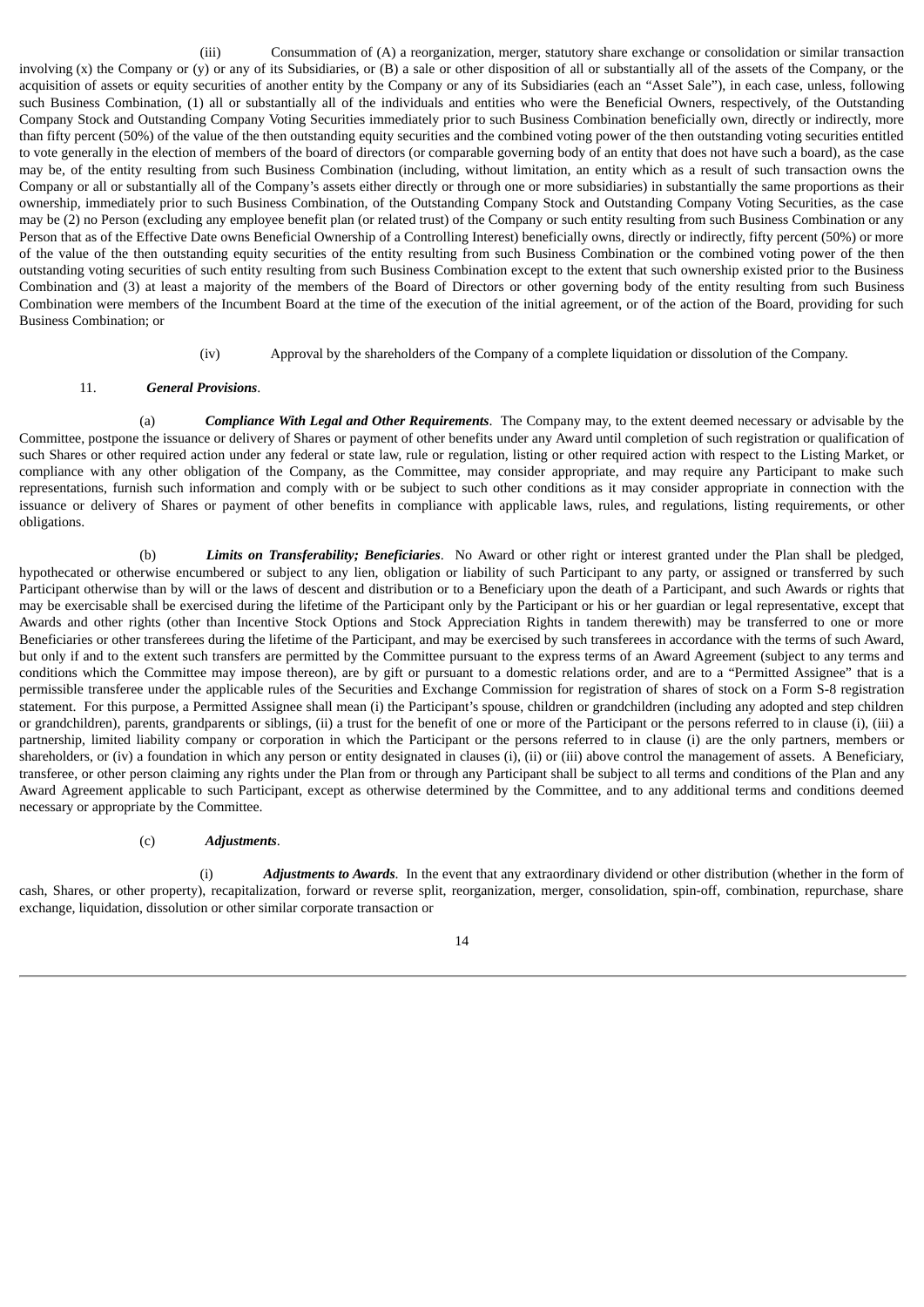(iii) Consummation of (A) a reorganization, merger, statutory share exchange or consolidation or similar transaction involving (x) the Company or (y) or any of its Subsidiaries, or (B) a sale or other disposition of all or substantially all of the assets of the Company, or the acquisition of assets or equity securities of another entity by the Company or any of its Subsidiaries (each an "Asset Sale"), in each case, unless, following such Business Combination, (1) all or substantially all of the individuals and entities who were the Beneficial Owners, respectively, of the Outstanding Company Stock and Outstanding Company Voting Securities immediately prior to such Business Combination beneficially own, directly or indirectly, more than fifty percent (50%) of the value of the then outstanding equity securities and the combined voting power of the then outstanding voting securities entitled to vote generally in the election of members of the board of directors (or comparable governing body of an entity that does not have such a board), as the case may be, of the entity resulting from such Business Combination (including, without limitation, an entity which as a result of such transaction owns the Company or all or substantially all of the Company's assets either directly or through one or more subsidiaries) in substantially the same proportions as their ownership, immediately prior to such Business Combination, of the Outstanding Company Stock and Outstanding Company Voting Securities, as the case may be (2) no Person (excluding any employee benefit plan (or related trust) of the Company or such entity resulting from such Business Combination or any Person that as of the Effective Date owns Beneficial Ownership of a Controlling Interest) beneficially owns, directly or indirectly, fifty percent (50%) or more of the value of the then outstanding equity securities of the entity resulting from such Business Combination or the combined voting power of the then outstanding voting securities of such entity resulting from such Business Combination except to the extent that such ownership existed prior to the Business Combination and (3) at least a majority of the members of the Board of Directors or other governing body of the entity resulting from such Business Combination were members of the Incumbent Board at the time of the execution of the initial agreement, or of the action of the Board, providing for such Business Combination; or

(iv) Approval by the shareholders of the Company of a complete liquidation or dissolution of the Company.

11. ***General Provisions***.

(a) ***Compliance With Legal and Other Requirements***. The Company may, to the extent deemed necessary or advisable by the Committee, postpone the issuance or delivery of Shares or payment of other benefits under any Award until completion of such registration or qualification of such Shares or other required action under any federal or state law, rule or regulation, listing or other required action with respect to the Listing Market, or compliance with any other obligation of the Company, as the Committee, may consider appropriate, and may require any Participant to make such representations, furnish such information and comply with or be subject to such other conditions as it may consider appropriate in connection with the issuance or delivery of Shares or payment of other benefits in compliance with applicable laws, rules, and regulations, listing requirements, or other obligations.

(b) ***Limits on Transferability; Beneficiaries***. No Award or other right or interest granted under the Plan shall be pledged, hypothecated or otherwise encumbered or subject to any lien, obligation or liability of such Participant to any party, or assigned or transferred by such Participant otherwise than by will or the laws of descent and distribution or to a Beneficiary upon the death of a Participant, and such Awards or rights that may be exercisable shall be exercised during the lifetime of the Participant only by the Participant or his or her guardian or legal representative, except that Awards and other rights (other than Incentive Stock Options and Stock Appreciation Rights in tandem therewith) may be transferred to one or more Beneficiaries or other transferees during the lifetime of the Participant, and may be exercised by such transferees in accordance with the terms of such Award, but only if and to the extent such transfers are permitted by the Committee pursuant to the express terms of an Award Agreement (subject to any terms and conditions which the Committee may impose thereon), are by gift or pursuant to a domestic relations order, and are to a "Permitted Assignee" that is a permissible transferee under the applicable rules of the Securities and Exchange Commission for registration of shares of stock on a Form S-8 registration statement. For this purpose, a Permitted Assignee shall mean (i) the Participant's spouse, children or grandchildren (including any adopted and step children or grandchildren), parents, grandparents or siblings, (ii) a trust for the benefit of one or more of the Participant or the persons referred to in clause (i), (iii) a partnership, limited liability company or corporation in which the Participant or the persons referred to in clause (i) are the only partners, members or shareholders, or (iv) a foundation in which any person or entity designated in clauses (i), (ii) or (iii) above control the management of assets. A Beneficiary, transferee, or other person claiming any rights under the Plan from or through any Participant shall be subject to all terms and conditions of the Plan and any Award Agreement applicable to such Participant, except as otherwise determined by the Committee, and to any additional terms and conditions deemed necessary or appropriate by the Committee.

(c) ***Adjustments***.

(i) ***Adjustments to Awards***. In the event that any extraordinary dividend or other distribution (whether in the form of cash, Shares, or other property), recapitalization, forward or reverse split, reorganization, merger, consolidation, spin-off, combination, repurchase, share exchange, liquidation, dissolution or other similar corporate transaction or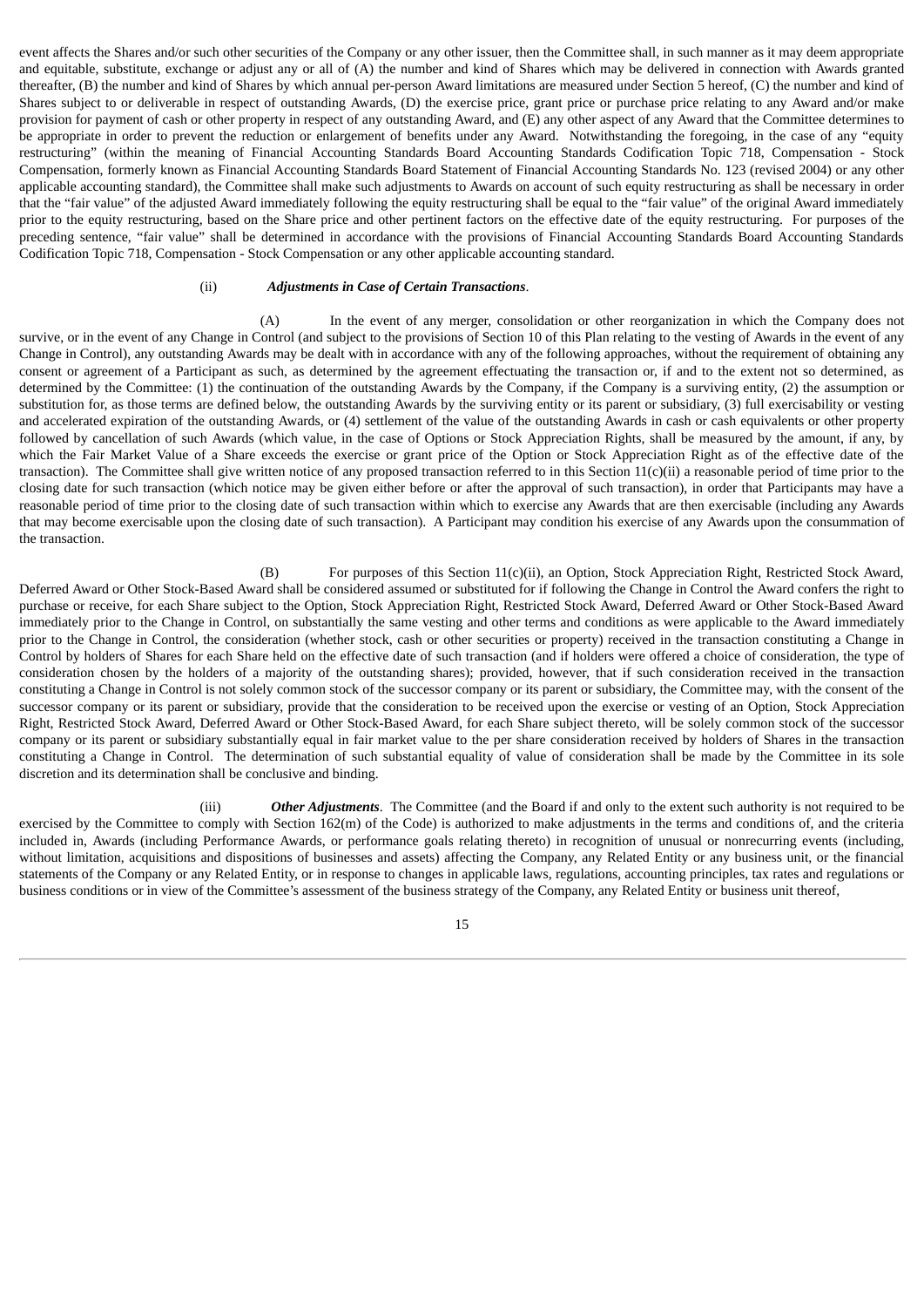event affects the Shares and/or such other securities of the Company or any other issuer, then the Committee shall, in such manner as it may deem appropriate and equitable, substitute, exchange or adjust any or all of (A) the number and kind of Shares which may be delivered in connection with Awards granted thereafter, (B) the number and kind of Shares by which annual per-person Award limitations are measured under Section 5 hereof, (C) the number and kind of Shares subject to or deliverable in respect of outstanding Awards, (D) the exercise price, grant price or purchase price relating to any Award and/or make provision for payment of cash or other property in respect of any outstanding Award, and (E) any other aspect of any Award that the Committee determines to be appropriate in order to prevent the reduction or enlargement of benefits under any Award. Notwithstanding the foregoing, in the case of any "equity restructuring" (within the meaning of Financial Accounting Standards Board Accounting Standards Codification Topic 718, Compensation - Stock Compensation, formerly known as Financial Accounting Standards Board Statement of Financial Accounting Standards No. 123 (revised 2004) or any other applicable accounting standard), the Committee shall make such adjustments to Awards on account of such equity restructuring as shall be necessary in order that the "fair value" of the adjusted Award immediately following the equity restructuring shall be equal to the "fair value" of the original Award immediately prior to the equity restructuring, based on the Share price and other pertinent factors on the effective date of the equity restructuring. For purposes of the preceding sentence, "fair value" shall be determined in accordance with the provisions of Financial Accounting Standards Board Accounting Standards Codification Topic 718, Compensation - Stock Compensation or any other applicable accounting standard.

(ii) ***Adjustments in Case of Certain Transactions***.

(A) In the event of any merger, consolidation or other reorganization in which the Company does not survive, or in the event of any Change in Control (and subject to the provisions of Section 10 of this Plan relating to the vesting of Awards in the event of any Change in Control), any outstanding Awards may be dealt with in accordance with any of the following approaches, without the requirement of obtaining any consent or agreement of a Participant as such, as determined by the agreement effectuating the transaction or, if and to the extent not so determined, as determined by the Committee: (1) the continuation of the outstanding Awards by the Company, if the Company is a surviving entity, (2) the assumption or substitution for, as those terms are defined below, the outstanding Awards by the surviving entity or its parent or subsidiary, (3) full exercisability or vesting and accelerated expiration of the outstanding Awards, or (4) settlement of the value of the outstanding Awards in cash or cash equivalents or other property followed by cancellation of such Awards (which value, in the case of Options or Stock Appreciation Rights, shall be measured by the amount, if any, by which the Fair Market Value of a Share exceeds the exercise or grant price of the Option or Stock Appreciation Right as of the effective date of the transaction). The Committee shall give written notice of any proposed transaction referred to in this Section 11(c)(ii) a reasonable period of time prior to the closing date for such transaction (which notice may be given either before or after the approval of such transaction), in order that Participants may have a reasonable period of time prior to the closing date of such transaction within which to exercise any Awards that are then exercisable (including any Awards that may become exercisable upon the closing date of such transaction). A Participant may condition his exercise of any Awards upon the consummation of the transaction.

(B) For purposes of this Section 11(c)(ii), an Option, Stock Appreciation Right, Restricted Stock Award, Deferred Award or Other Stock-Based Award shall be considered assumed or substituted for if following the Change in Control the Award confers the right to purchase or receive, for each Share subject to the Option, Stock Appreciation Right, Restricted Stock Award, Deferred Award or Other Stock-Based Award immediately prior to the Change in Control, on substantially the same vesting and other terms and conditions as were applicable to the Award immediately prior to the Change in Control, the consideration (whether stock, cash or other securities or property) received in the transaction constituting a Change in Control by holders of Shares for each Share held on the effective date of such transaction (and if holders were offered a choice of consideration, the type of consideration chosen by the holders of a majority of the outstanding shares); provided, however, that if such consideration received in the transaction constituting a Change in Control is not solely common stock of the successor company or its parent or subsidiary, the Committee may, with the consent of the successor company or its parent or subsidiary, provide that the consideration to be received upon the exercise or vesting of an Option, Stock Appreciation Right, Restricted Stock Award, Deferred Award or Other Stock-Based Award, for each Share subject thereto, will be solely common stock of the successor company or its parent or subsidiary substantially equal in fair market value to the per share consideration received by holders of Shares in the transaction constituting a Change in Control. The determination of such substantial equality of value of consideration shall be made by the Committee in its sole discretion and its determination shall be conclusive and binding.

(iii) ***Other Adjustments***. The Committee (and the Board if and only to the extent such authority is not required to be exercised by the Committee to comply with Section 162(m) of the Code) is authorized to make adjustments in the terms and conditions of, and the criteria included in, Awards (including Performance Awards, or performance goals relating thereto) in recognition of unusual or nonrecurring events (including, without limitation, acquisitions and dispositions of businesses and assets) affecting the Company, any Related Entity or any business unit, or the financial statements of the Company or any Related Entity, or in response to changes in applicable laws, regulations, accounting principles, tax rates and regulations or business conditions or in view of the Committee's assessment of the business strategy of the Company, any Related Entity or business unit thereof,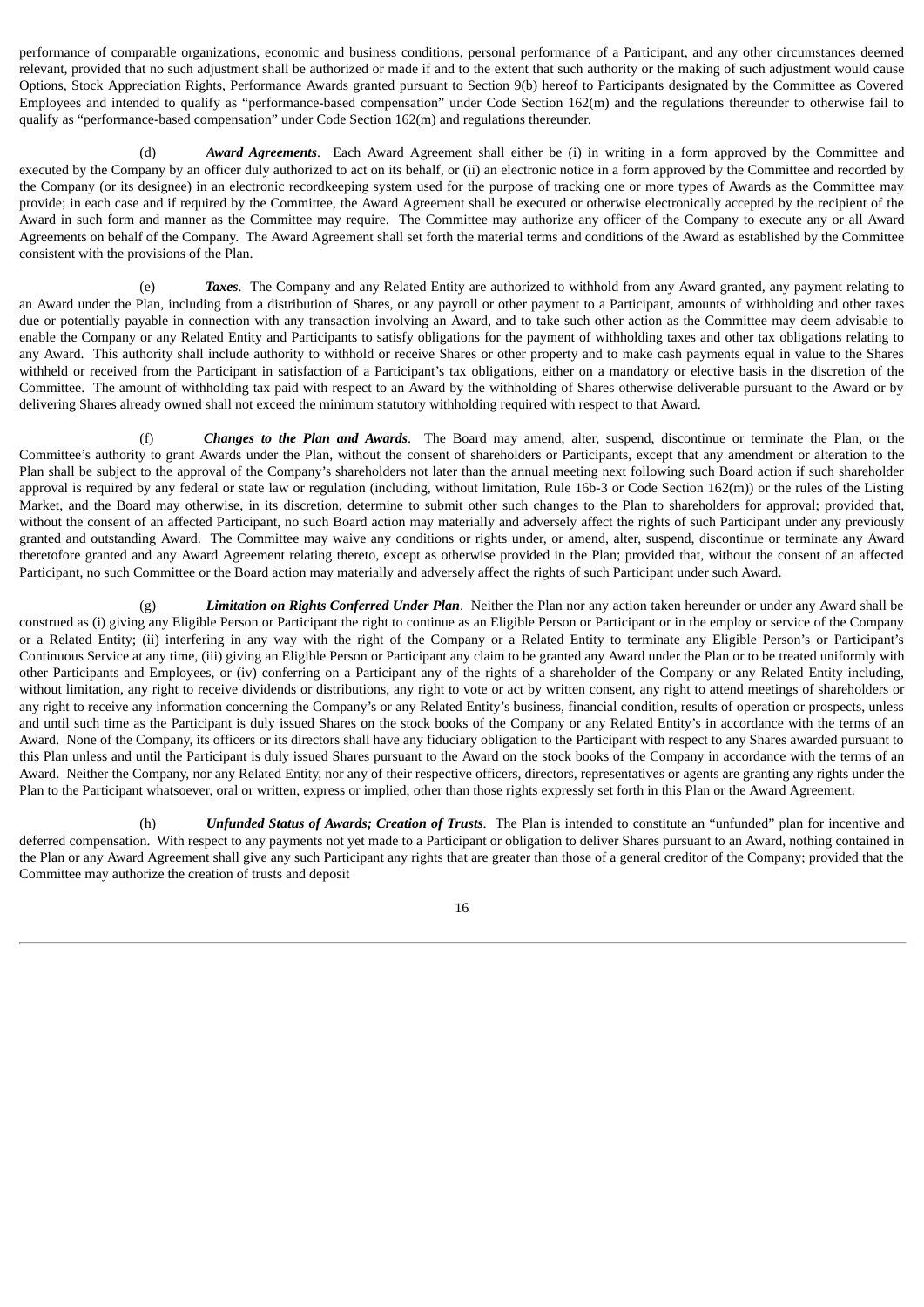performance of comparable organizations, economic and business conditions, personal performance of a Participant, and any other circumstances deemed relevant, provided that no such adjustment shall be authorized or made if and to the extent that such authority or the making of such adjustment would cause Options, Stock Appreciation Rights, Performance Awards granted pursuant to Section 9(b) hereof to Participants designated by the Committee as Covered Employees and intended to qualify as "performance-based compensation" under Code Section 162(m) and the regulations thereunder to otherwise fail to qualify as "performance-based compensation" under Code Section 162(m) and regulations thereunder.

(d) ***Award Agreements***. Each Award Agreement shall either be (i) in writing in a form approved by the Committee and executed by the Company by an officer duly authorized to act on its behalf, or (ii) an electronic notice in a form approved by the Committee and recorded by the Company (or its designee) in an electronic recordkeeping system used for the purpose of tracking one or more types of Awards as the Committee may provide; in each case and if required by the Committee, the Award Agreement shall be executed or otherwise electronically accepted by the recipient of the Award in such form and manner as the Committee may require. The Committee may authorize any officer of the Company to execute any or all Award Agreements on behalf of the Company. The Award Agreement shall set forth the material terms and conditions of the Award as established by the Committee consistent with the provisions of the Plan.

(e) ***Taxes***. The Company and any Related Entity are authorized to withhold from any Award granted, any payment relating to an Award under the Plan, including from a distribution of Shares, or any payroll or other payment to a Participant, amounts of withholding and other taxes due or potentially payable in connection with any transaction involving an Award, and to take such other action as the Committee may deem advisable to enable the Company or any Related Entity and Participants to satisfy obligations for the payment of withholding taxes and other tax obligations relating to any Award. This authority shall include authority to withhold or receive Shares or other property and to make cash payments equal in value to the Shares withheld or received from the Participant in satisfaction of a Participant's tax obligations, either on a mandatory or elective basis in the discretion of the Committee. The amount of withholding tax paid with respect to an Award by the withholding of Shares otherwise deliverable pursuant to the Award or by delivering Shares already owned shall not exceed the minimum statutory withholding required with respect to that Award.

(f) ***Changes to the Plan and Awards***. The Board may amend, alter, suspend, discontinue or terminate the Plan, or the Committee's authority to grant Awards under the Plan, without the consent of shareholders or Participants, except that any amendment or alteration to the Plan shall be subject to the approval of the Company's shareholders not later than the annual meeting next following such Board action if such shareholder approval is required by any federal or state law or regulation (including, without limitation, Rule 16b-3 or Code Section 162(m)) or the rules of the Listing Market, and the Board may otherwise, in its discretion, determine to submit other such changes to the Plan to shareholders for approval; provided that, without the consent of an affected Participant, no such Board action may materially and adversely affect the rights of such Participant under any previously granted and outstanding Award. The Committee may waive any conditions or rights under, or amend, alter, suspend, discontinue or terminate any Award theretofore granted and any Award Agreement relating thereto, except as otherwise provided in the Plan; provided that, without the consent of an affected Participant, no such Committee or the Board action may materially and adversely affect the rights of such Participant under such Award.

(g) ***Limitation on Rights Conferred Under Plan***. Neither the Plan nor any action taken hereunder or under any Award shall be construed as (i) giving any Eligible Person or Participant the right to continue as an Eligible Person or Participant or in the employ or service of the Company or a Related Entity; (ii) interfering in any way with the right of the Company or a Related Entity to terminate any Eligible Person's or Participant's Continuous Service at any time, (iii) giving an Eligible Person or Participant any claim to be granted any Award under the Plan or to be treated uniformly with other Participants and Employees, or (iv) conferring on a Participant any of the rights of a shareholder of the Company or any Related Entity including, without limitation, any right to receive dividends or distributions, any right to vote or act by written consent, any right to attend meetings of shareholders or any right to receive any information concerning the Company's or any Related Entity's business, financial condition, results of operation or prospects, unless and until such time as the Participant is duly issued Shares on the stock books of the Company or any Related Entity's in accordance with the terms of an Award. None of the Company, its officers or its directors shall have any fiduciary obligation to the Participant with respect to any Shares awarded pursuant to this Plan unless and until the Participant is duly issued Shares pursuant to the Award on the stock books of the Company in accordance with the terms of an Award. Neither the Company, nor any Related Entity, nor any of their respective officers, directors, representatives or agents are granting any rights under the Plan to the Participant whatsoever, oral or written, express or implied, other than those rights expressly set forth in this Plan or the Award Agreement.

(h) ***Unfunded Status of Awards; Creation of Trusts***. The Plan is intended to constitute an "unfunded" plan for incentive and deferred compensation. With respect to any payments not yet made to a Participant or obligation to deliver Shares pursuant to an Award, nothing contained in the Plan or any Award Agreement shall give any such Participant any rights that are greater than those of a general creditor of the Company; provided that the Committee may authorize the creation of trusts and deposit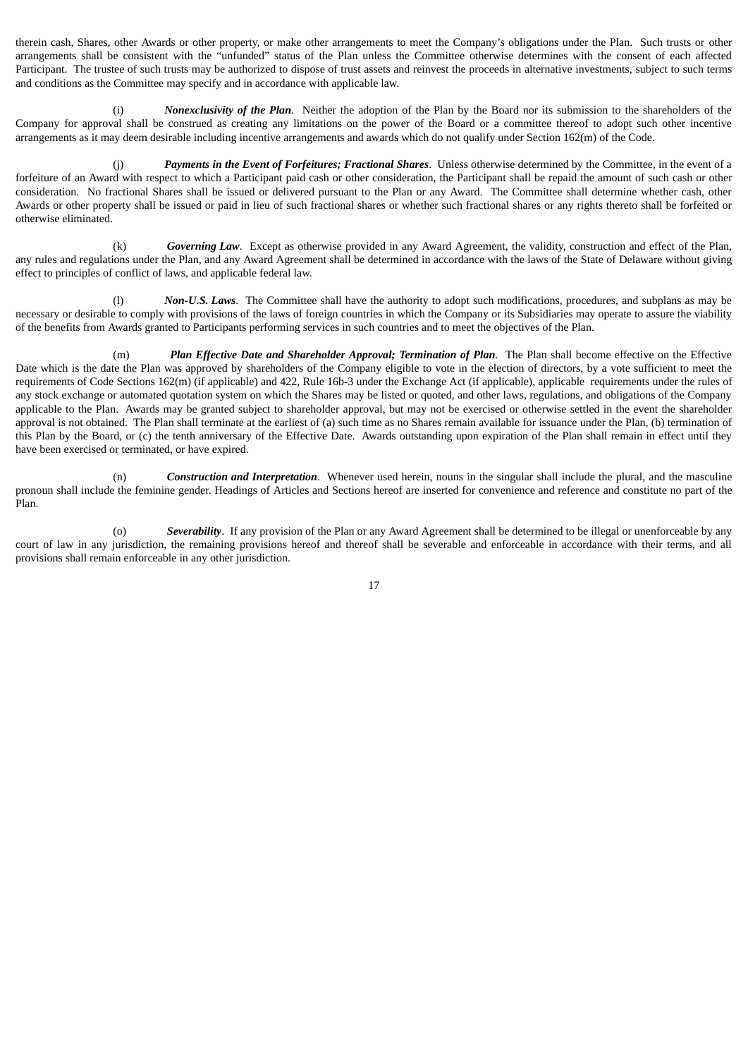therein cash, Shares, other Awards or other property, or make other arrangements to meet the Company's obligations under the Plan. Such trusts or other arrangements shall be consistent with the "unfunded" status of the Plan unless the Committee otherwise determines with the consent of each affected Participant. The trustee of such trusts may be authorized to dispose of trust assets and reinvest the proceeds in alternative investments, subject to such terms and conditions as the Committee may specify and in accordance with applicable law.

(i) ***Nonexclusivity of the Plan***. Neither the adoption of the Plan by the Board nor its submission to the shareholders of the Company for approval shall be construed as creating any limitations on the power of the Board or a committee thereof to adopt such other incentive arrangements as it may deem desirable including incentive arrangements and awards which do not qualify under Section 162(m) of the Code.

(j) ***Payments in the Event of Forfeitures; Fractional Shares***. Unless otherwise determined by the Committee, in the event of a forfeiture of an Award with respect to which a Participant paid cash or other consideration, the Participant shall be repaid the amount of such cash or other consideration. No fractional Shares shall be issued or delivered pursuant to the Plan or any Award. The Committee shall determine whether cash, other Awards or other property shall be issued or paid in lieu of such fractional shares or whether such fractional shares or any rights thereto shall be forfeited or otherwise eliminated.

(k) ***Governing Law***. Except as otherwise provided in any Award Agreement, the validity, construction and effect of the Plan, any rules and regulations under the Plan, and any Award Agreement shall be determined in accordance with the laws of the State of Delaware without giving effect to principles of conflict of laws, and applicable federal law.

(l) ***Non-U.S. Laws***. The Committee shall have the authority to adopt such modifications, procedures, and subplans as may be necessary or desirable to comply with provisions of the laws of foreign countries in which the Company or its Subsidiaries may operate to assure the viability of the benefits from Awards granted to Participants performing services in such countries and to meet the objectives of the Plan.

(m) ***Plan Effective Date and Shareholder Approval; Termination of Plan***. The Plan shall become effective on the Effective Date which is the date the Plan was approved by shareholders of the Company eligible to vote in the election of directors, by a vote sufficient to meet the requirements of Code Sections 162(m) (if applicable) and 422, Rule 16b-3 under the Exchange Act (if applicable), applicable requirements under the rules of any stock exchange or automated quotation system on which the Shares may be listed or quoted, and other laws, regulations, and obligations of the Company applicable to the Plan. Awards may be granted subject to shareholder approval, but may not be exercised or otherwise settled in the event the shareholder approval is not obtained. The Plan shall terminate at the earliest of (a) such time as no Shares remain available for issuance under the Plan, (b) termination of this Plan by the Board, or (c) the tenth anniversary of the Effective Date. Awards outstanding upon expiration of the Plan shall remain in effect until they have been exercised or terminated, or have expired.

(n) ***Construction and Interpretation***. Whenever used herein, nouns in the singular shall include the plural, and the masculine pronoun shall include the feminine gender. Headings of Articles and Sections hereof are inserted for convenience and reference and constitute no part of the Plan.

(o) ***Severability***. If any provision of the Plan or any Award Agreement shall be determined to be illegal or unenforceable by any court of law in any jurisdiction, the remaining provisions hereof and thereof shall be severable and enforceable in accordance with their terms, and all provisions shall remain enforceable in any other jurisdiction.